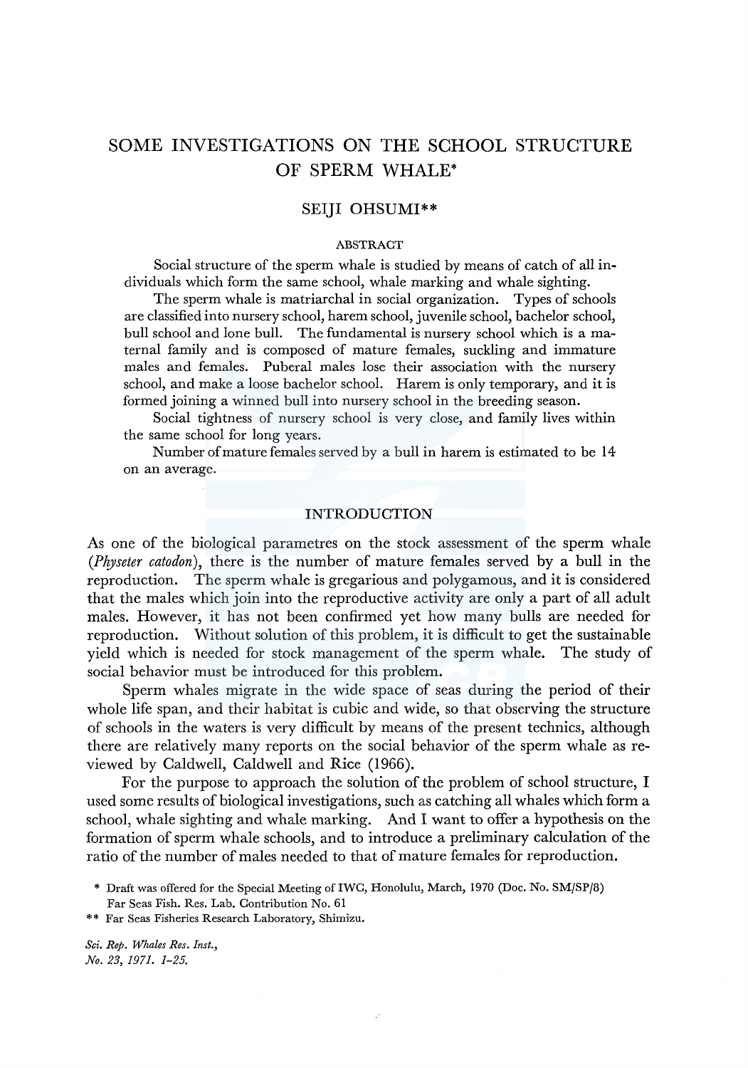# SOME INVESTIGATIONS ON THE SCHOOL STRUCTURE OF SPERM WHALE*

SEIJI OHSUMI**

## ABSTRACT

Social structure of the sperm whale is studied by means of catch of all individuals which form the same school, whale marking and whale sighting.

The sperm whale is matriarchal in social organization. Types of schools are classified into nursery school, harem school, juvenile school, bachelor school, bull school and lone bull. The fundamental is nursery school which is a maternal family and is composed of mature females, suckling and immature males and females. Puberal males lose their association with the nursery school, and make a loose bachelor school. Harem is only temporary, and it is formed joining a winned bull into nursery school in the breeding season.

Social tightness of nursery school is very close, and family lives within the same school for long years.

Number of mature females served by a bull in harem is estimated to be 14 on an average.

## INTRODUCTION

As one of the biological parametres on the stock assessment of the sperm whale (*Physeter catodon*), there is the number of mature females served by a bull in the reproduction. The sperm whale is gregarious and polygamous, and it is considered that the males which join into the reproductive activity are only a part of all adult males. However, it has not been confirmed yet how many bulls are needed for reproduction. Without solution of this problem, it is difficult to get the sustainable yield which is needed for stock management of the sperm whale. The study of social behavior must be introduced for this problem.

Sperm whales migrate in the wide space of seas during the period of their whole life span, and their habitat is cubic and wide, so that observing the structure of schools in the waters is very difficult by means of the present technics, although there are relatively many reports on the social behavior of the sperm whale as reviewed by Caldwell, Caldwell and Rice (1966).

For the purpose to approach the solution of the problem of school structure, I used some results of biological investigations, such as catching all whales which form a school, whale sighting and whale marking. And I want to offer a hypothesis on the formation of sperm whale schools, and to introduce a preliminary calculation of the ratio of the number of males needed to that of mature females for reproduction.

\* Draft was offered for the Special Meeting of IWC, Honolulu, March, 1970 (Doc. No. SM/SP/8) Far Seas Fish. Res. Lab. Contribution No. 61

\*\* Far Seas Fisheries Research Laboratory, Shimizu.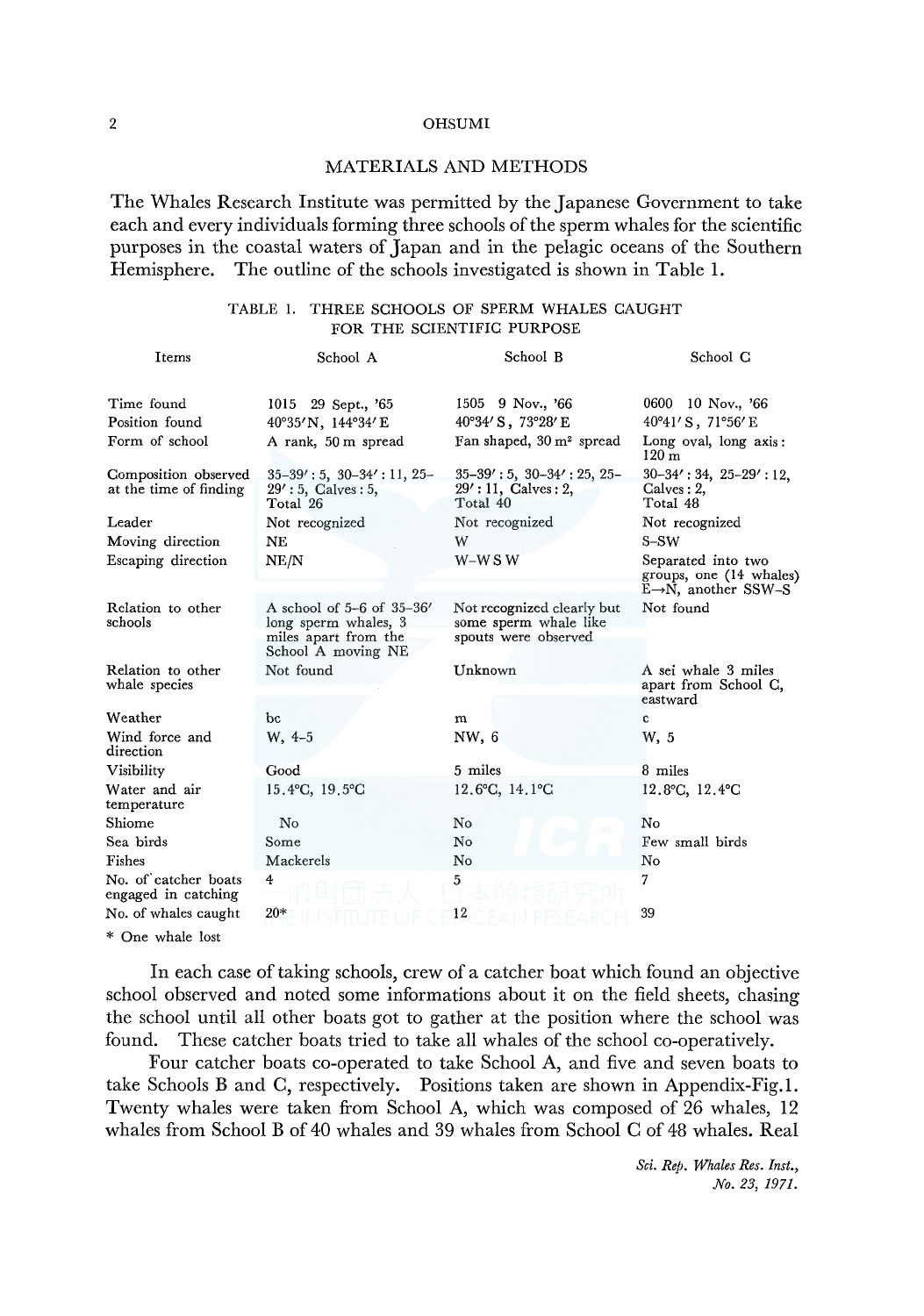## MATERIALS AND METHODS

The Whales Research Institute was permitted by the Japanese Government to take each and every individuals forming three schools of the sperm whales for the scientific purposes in the coastal waters of Japan and in the pelagic oceans of the Southern Hemisphere. The outline of the schools investigated is shown in Table 1.

TABLE 1. THREE SCHOOLS OF SPERM WHALES CAUGHT FOR THE SCIENTIFIC PURPOSE

| Items | School A | School B | School C |
|---|---|---|---|
| Time found | 1015 29 Sept., '65 | 1505 9 Nov., '66 | 0600 10 Nov., '66 |
| Position found | 40°35′N, 144°34′E | 40°34′S, 73°28′E | 40°41′S, 71°56′E |
| Form of school | A rank, 50 m spread | Fan shaped, 30 m² spread | Long oval, long axis: 120 m |
| Composition observed at the time of finding | 35–39′: 5, 30–34′: 11, 25–29′: 5, Calves: 5, Total 26 | 35–39′: 5, 30–34′: 25, 25–29′: 11, Calves: 2, Total 40 | 30–34′: 34, 25–29′: 12, Calves: 2, Total 48 |
| Leader | Not recognized | Not recognized | Not recognized |
| Moving direction | NE | W | S–SW |
| Escaping direction | NE/N | W–W S W | Separated into two groups, one (14 whales) E→N, another SSW–S |
| Relation to other schools | A school of 5–6 of 35–36′ long sperm whales, 3 miles apart from the School A moving NE | Not recognized clearly but some sperm whale like spouts were observed | Not found |
| Relation to other whale species | Not found | Unknown | A sei whale 3 miles apart from School C, eastward |
| Weather | bc | m | c |
| Wind force and direction | W, 4–5 | NW, 6 | W, 5 |
| Visibility | Good | 5 miles | 8 miles |
| Water and air temperature | 15.4°C, 19.5°C | 12.6°C, 14.1°C | 12.8°C, 12.4°C |
| Shiome | No | No | No |
| Sea birds | Some | No | Few small birds |
| Fishes | Mackerels | No | No |
| No. of catcher boats engaged in catching | 4 | 5 | 7 |
| No. of whales caught | 20* | 12 | 39 |

\* One whale lost

In each case of taking schools, crew of a catcher boat which found an objective school observed and noted some informations about it on the field sheets, chasing the school until all other boats got to gather at the position where the school was found. These catcher boats tried to take all whales of the school co-operatively.

Four catcher boats co-operated to take School A, and five and seven boats to take Schools B and C, respectively. Positions taken are shown in Appendix-Fig.1. Twenty whales were taken from School A, which was composed of 26 whales, 12 whales from School B of 40 whales and 39 whales from School C of 48 whales. Real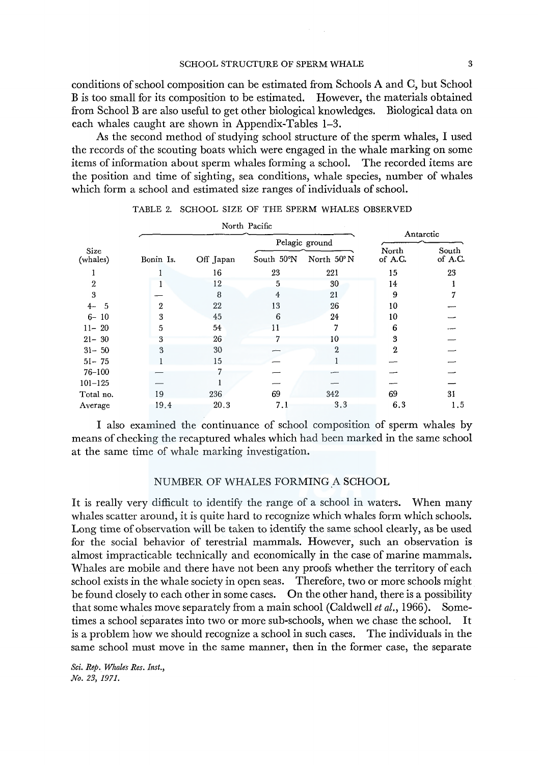conditions of school composition can be estimated from Schools A and C, but School B is too small for its composition to be estimated. However, the materials obtained from School B are also useful to get other biological knowledges. Biological data on each whales caught are shown in Appendix-Tables 1–3.

As the second method of studying school structure of the sperm whales, I used the records of the scouting boats which were engaged in the whale marking on some items of information about sperm whales forming a school. The recorded items are the position and time of sighting, sea conditions, whale species, number of whales which form a school and estimated size ranges of individuals of school.

TABLE 2. SCHOOL SIZE OF THE SPERM WHALES OBSERVED

| Size (whales) | North Pacific | | | | Antarctic | |
|---|---|---|---|---|---|---|
| | | | Pelagic ground | | | |
| | Bonin Is. | Off Japan | South 50°N | North 50°N | North of A.C. | South of A.C. |
| 1 | 1 | 16 | 23 | 221 | 15 | 23 |
| 2 | 1 | 12 | 5 | 30 | 14 | 1 |
| 3 | — | 8 | 4 | 21 | 9 | 7 |
| 4– 5 | 2 | 22 | 13 | 26 | 10 | — |
| 6– 10 | 3 | 45 | 6 | 24 | 10 | — |
| 11– 20 | 5 | 54 | 11 | 7 | 6 | — |
| 21– 30 | 3 | 26 | 7 | 10 | 3 | — |
| 31– 50 | 3 | 30 | — | 2 | 2 | — |
| 51– 75 | 1 | 15 | — | 1 | — | — |
| 76–100 | — | 7 | — | — | — | — |
| 101–125 | — | 1 | — | — | — | — |
| Total no. | 19 | 236 | 69 | 342 | 69 | 31 |
| Average | 19.4 | 20.3 | 7.1 | 3.3 | 6.3 | 1.5 |

I also examined the continuance of school composition of sperm whales by means of checking the recaptured whales which had been marked in the same school at the same time of whale marking investigation.

## NUMBER OF WHALES FORMING A SCHOOL

It is really very difficult to identify the range of a school in waters. When many whales scatter around, it is quite hard to recognize which whales form which schools. Long time of observation will be taken to identify the same school clearly, as be used for the social behavior of terestrial mammals. However, such an observation is almost impracticable technically and economically in the case of marine mammals. Whales are mobile and there have not been any proofs whether the territory of each school exists in the whale society in open seas. Therefore, two or more schools might be found closely to each other in some cases. On the other hand, there is a possibility that some whales move separately from a main school (Caldwell *et al.*, 1966). Sometimes a school separates into two or more sub-schools, when we chase the school. It is a problem how we should recognize a school in such cases. The individuals in the same school must move in the same manner, then in the former case, the separate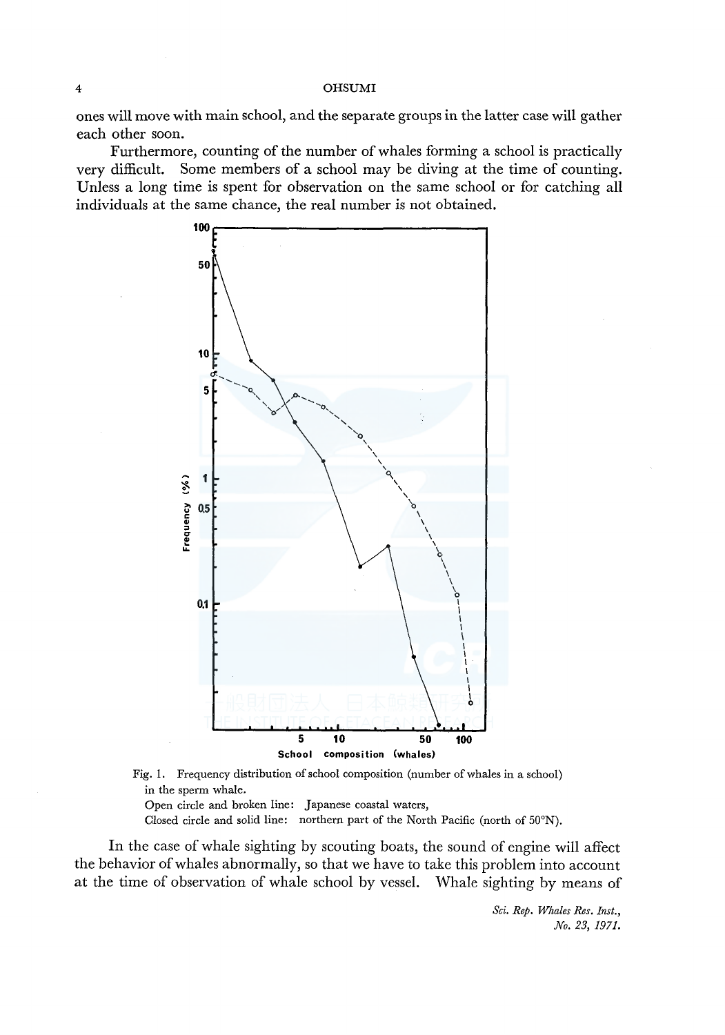ones will move with main school, and the separate groups in the latter case will gather each other soon.

Furthermore, counting of the number of whales forming a school is practically very difficult. Some members of a school may be diving at the time of counting. Unless a long time is spent for observation on the same school or for catching all individuals at the same chance, the real number is not obtained.

Fig. 1. Frequency distribution of school composition (number of whales in a school) in the sperm whale.
Open circle and broken line: Japanese coastal waters,
Closed circle and solid line: northern part of the North Pacific (north of 50°N).

In the case of whale sighting by scouting boats, the sound of engine will affect the behavior of whales abnormally, so that we have to take this problem into account at the time of observation of whale school by vessel. Whale sighting by means of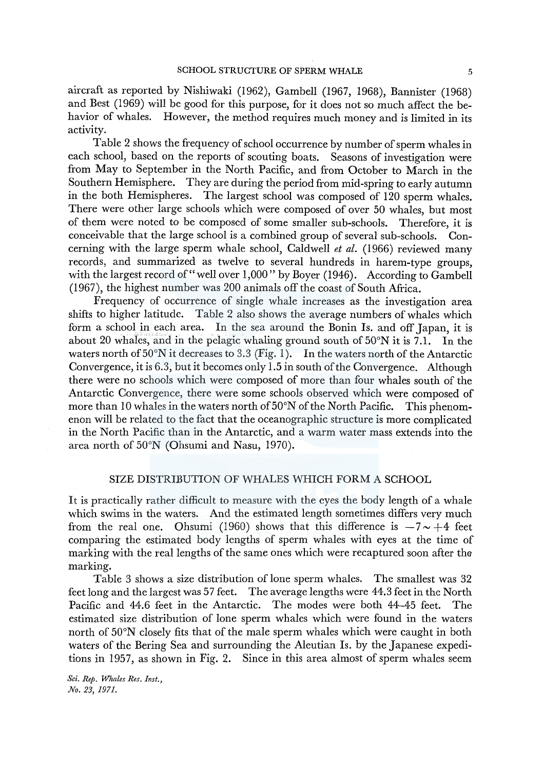aircraft as reported by Nishiwaki (1962), Gambell (1967, 1968), Bannister (1968) and Best (1969) will be good for this purpose, for it does not so much affect the behavior of whales. However, the method requires much money and is limited in its activity.

Table 2 shows the frequency of school occurrence by number of sperm whales in each school, based on the reports of scouting boats. Seasons of investigation were from May to September in the North Pacific, and from October to March in the Southern Hemisphere. They are during the period from mid-spring to early autumn in the both Hemispheres. The largest school was composed of 120 sperm whales. There were other large schools which were composed of over 50 whales, but most of them were noted to be composed of some smaller sub-schools. Therefore, it is conceivable that the large school is a combined group of several sub-schools. Concerning with the large sperm whale school, Caldwell *et al.* (1966) reviewed many records, and summarized as twelve to several hundreds in harem-type groups, with the largest record of "well over 1,000" by Boyer (1946). According to Gambell (1967), the highest number was 200 animals off the coast of South Africa.

Frequency of occurrence of single whale increases as the investigation area shifts to higher latitude. Table 2 also shows the average numbers of whales which form a school in each area. In the sea around the Bonin Is. and off Japan, it is about 20 whales, and in the pelagic whaling ground south of 50°N it is 7.1. In the waters north of 50°N it decreases to 3.3 (Fig. 1). In the waters north of the Antarctic Convergence, it is 6.3, but it becomes only 1.5 in south of the Convergence. Although there were no schools which were composed of more than four whales south of the Antarctic Convergence, there were some schools observed which were composed of more than 10 whales in the waters north of 50°N of the North Pacific. This phenomenon will be related to the fact that the oceanographic structure is more complicated in the North Pacific than in the Antarctic, and a warm water mass extends into the area north of 50°N (Ohsumi and Nasu, 1970).

## SIZE DISTRIBUTION OF WHALES WHICH FORM A SCHOOL

It is practically rather difficult to measure with the eyes the body length of a whale which swims in the waters. And the estimated length sometimes differs very much from the real one. Ohsumi (1960) shows that this difference is $-7 \sim +4$ feet comparing the estimated body lengths of sperm whales with eyes at the time of marking with the real lengths of the same ones which were recaptured soon after the marking.

Table 3 shows a size distribution of lone sperm whales. The smallest was 32 feet long and the largest was 57 feet. The average lengths were 44.3 feet in the North Pacific and 44.6 feet in the Antarctic. The modes were both 44–45 feet. The estimated size distribution of lone sperm whales which were found in the waters north of 50°N closely fits that of the male sperm whales which were caught in both waters of the Bering Sea and surrounding the Aleutian Is. by the Japanese expeditions in 1957, as shown in Fig. 2. Since in this area almost of sperm whales seem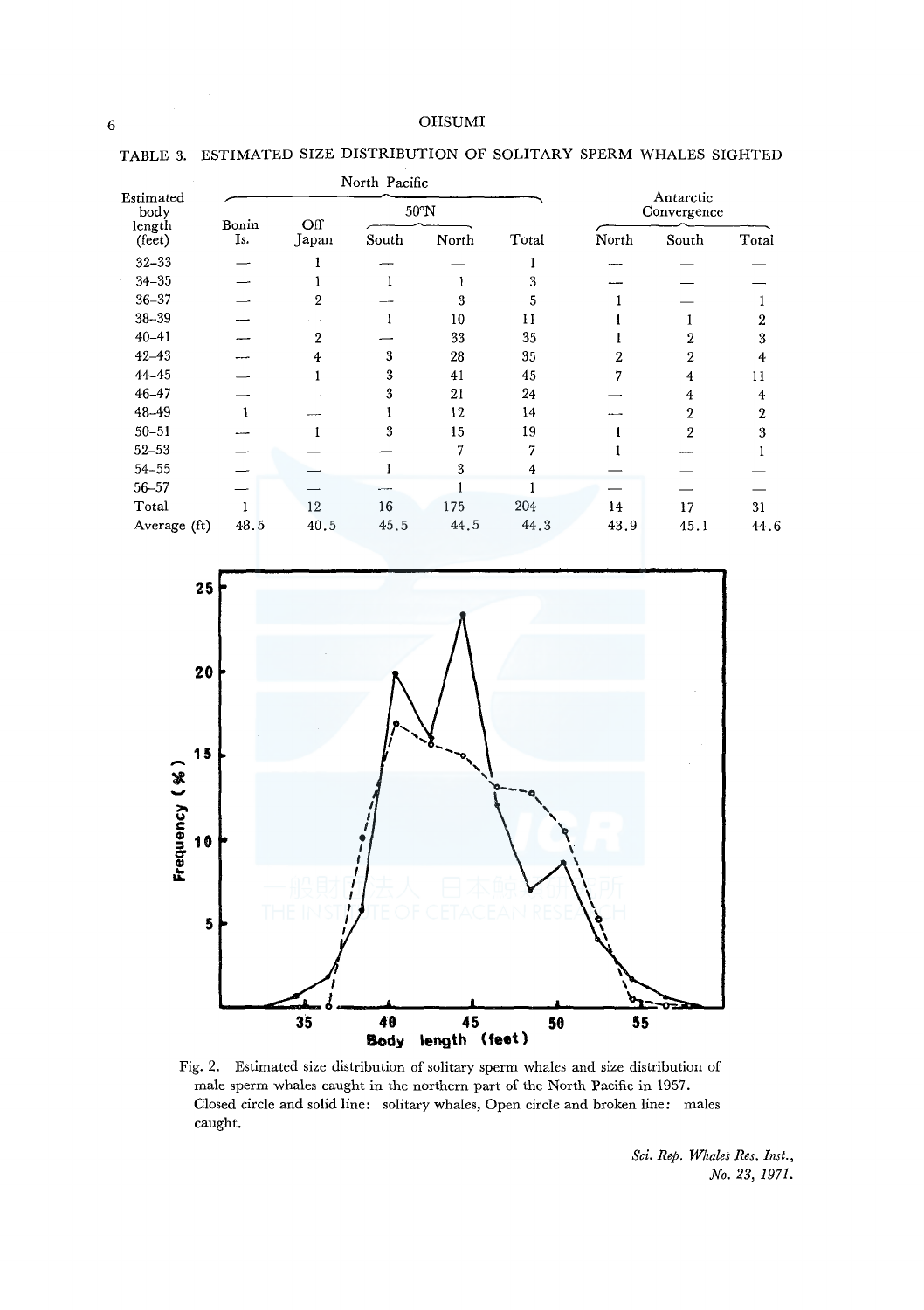TABLE 3. ESTIMATED SIZE DISTRIBUTION OF SOLITARY SPERM WHALES SIGHTED

| Estimated body length (feet) | North Pacific | | | | | Antarctic Convergence | | |
|---|---|---|---|---|---|---|---|---|
| | Bonin Is. | Off Japan | 50°N | | Total | North | South | Total |
| | | | South | North | | | | |
| 32–33 | — | 1 | — | — | 1 | — | — | — |
| 34–35 | — | 1 | 1 | 1 | 3 | — | — | — |
| 36–37 | — | 2 | — | 3 | 5 | 1 | — | 1 |
| 38–39 | — | — | 1 | 10 | 11 | 1 | 1 | 2 |
| 40–41 | — | 2 | — | 33 | 35 | 1 | 2 | 3 |
| 42–43 | — | 4 | 3 | 28 | 35 | 2 | 2 | 4 |
| 44–45 | — | 1 | 3 | 41 | 45 | 7 | 4 | 11 |
| 46–47 | — | — | 3 | 21 | 24 | — | 4 | 4 |
| 48–49 | 1 | — | 1 | 12 | 14 | — | 2 | 2 |
| 50–51 | — | 1 | 3 | 15 | 19 | 1 | 2 | 3 |
| 52–53 | — | — | — | 7 | 7 | 1 | — | 1 |
| 54–55 | — | — | 1 | 3 | 4 | — | — | — |
| 56–57 | — | — | — | 1 | 1 | — | — | — |
| Total | 1 | 12 | 16 | 175 | 204 | 14 | 17 | 31 |
| Average (ft) | 48.5 | 40.5 | 45.5 | 44.5 | 44.3 | 43.9 | 45.1 | 44.6 |

Fig. 2. Estimated size distribution of solitary sperm whales and size distribution of male sperm whales caught in the northern part of the North Pacific in 1957. Closed circle and solid line: solitary whales, Open circle and broken line: males caught.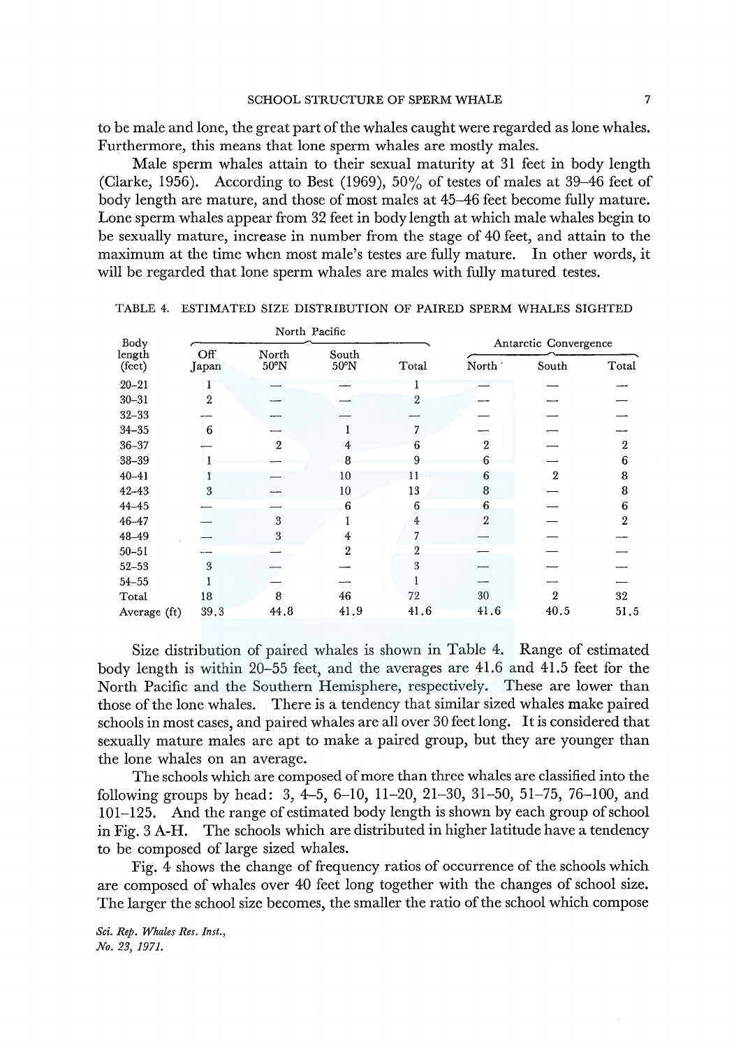to be male and lone, the great part of the whales caught were regarded as lone whales. Furthermore, this means that lone sperm whales are mostly males.

Male sperm whales attain to their sexual maturity at 31 feet in body length (Clarke, 1956). According to Best (1969), 50% of testes of males at 39–46 feet of body length are mature, and those of most males at 45–46 feet become fully mature. Lone sperm whales appear from 32 feet in body length at which male whales begin to be sexually mature, increase in number from the stage of 40 feet, and attain to the maximum at the time when most male's testes are fully mature. In other words, it will be regarded that lone sperm whales are males with fully matured testes.

TABLE 4. ESTIMATED SIZE DISTRIBUTION OF PAIRED SPERM WHALES SIGHTED

| Body length (feet) | North Pacific | | | | Antarctic Convergence | | |
|---|---|---|---|---|---|---|---|
| | Off Japan | North 50°N | South 50°N | Total | North | South | Total |
| 20–21 | 1 | — | — | 1 | — | — | — |
| 30–31 | 2 | — | — | 2 | — | — | — |
| 32–33 | — | — | — | — | — | — | — |
| 34–35 | 6 | — | 1 | 7 | — | — | — |
| 36–37 | — | 2 | 4 | 6 | 2 | — | 2 |
| 38–39 | 1 | — | 8 | 9 | 6 | — | 6 |
| 40–41 | 1 | — | 10 | 11 | 6 | 2 | 8 |
| 42–43 | 3 | — | 10 | 13 | 8 | — | 8 |
| 44–45 | — | — | 6 | 6 | 6 | — | 6 |
| 46–47 | — | 3 | 1 | 4 | 2 | — | 2 |
| 48–49 | — | 3 | 4 | 7 | — | — | — |
| 50–51 | — | — | 2 | 2 | — | — | — |
| 52–53 | 3 | — | — | 3 | — | — | — |
| 54–55 | 1 | — | — | 1 | — | — | — |
| Total | 18 | 8 | 46 | 72 | 30 | 2 | 32 |
| Average (ft) | 39.3 | 44.8 | 41.9 | 41.6 | 41.6 | 40.5 | 51.5 |

Size distribution of paired whales is shown in Table 4. Range of estimated body length is within 20–55 feet, and the averages are 41.6 and 41.5 feet for the North Pacific and the Southern Hemisphere, respectively. These are lower than those of the lone whales. There is a tendency that similar sized whales make paired schools in most cases, and paired whales are all over 30 feet long. It is considered that sexually mature males are apt to make a paired group, but they are younger than the lone whales on an average.

The schools which are composed of more than three whales are classified into the following groups by head: 3, 4–5, 6–10, 11–20, 21–30, 31–50, 51–75, 76–100, and 101–125. And the range of estimated body length is shown by each group of school in Fig. 3 A-H. The schools which are distributed in higher latitude have a tendency to be composed of large sized whales.

Fig. 4 shows the change of frequency ratios of occurrence of the schools which are composed of whales over 40 feet long together with the changes of school size. The larger the school size becomes, the smaller the ratio of the school which compose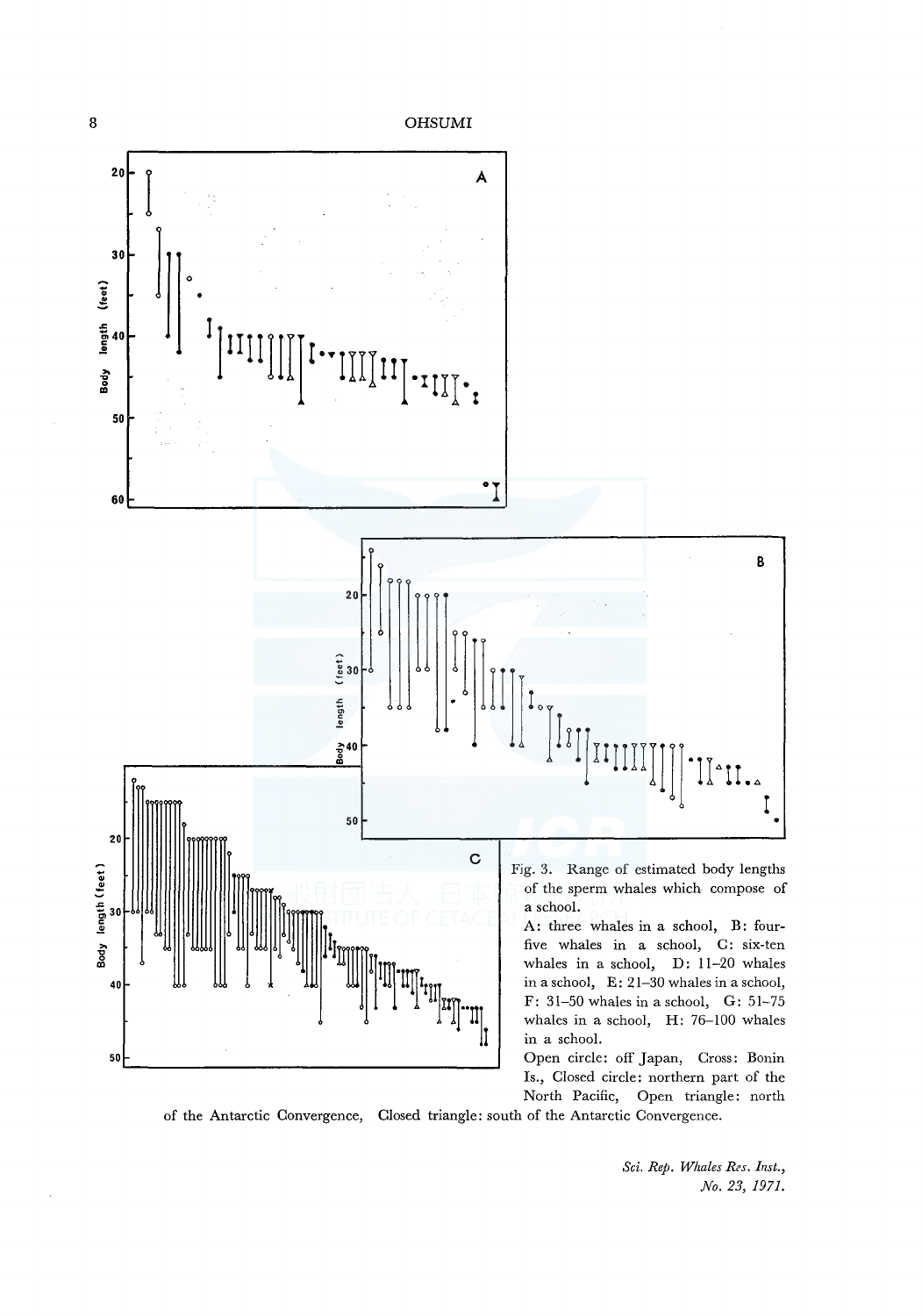Fig. 3. Range of estimated body lengths of the sperm whales which compose of a school.

A: three whales in a school, B: four-five whales in a school, C: six-ten whales in a school, D: 11–20 whales in a school, E: 21–30 whales in a school, F: 31–50 whales in a school, G: 51–75 whales in a school, H: 76–100 whales in a school.

Open circle: off Japan, Cross: Bonin Is., Closed circle: northern part of the North Pacific, Open triangle: north of the Antarctic Convergence, Closed triangle: south of the Antarctic Convergence.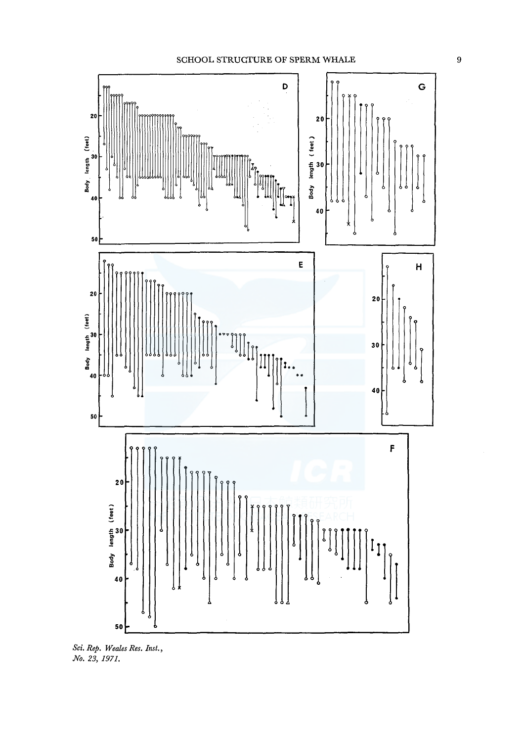D

Body length (feet)

20

30

40

50

G

Body length (feet)

20

30

40

E

Body length (feet)

20

30

40

50

H

20

30

40

F

Body length (feet)

20

30

40

50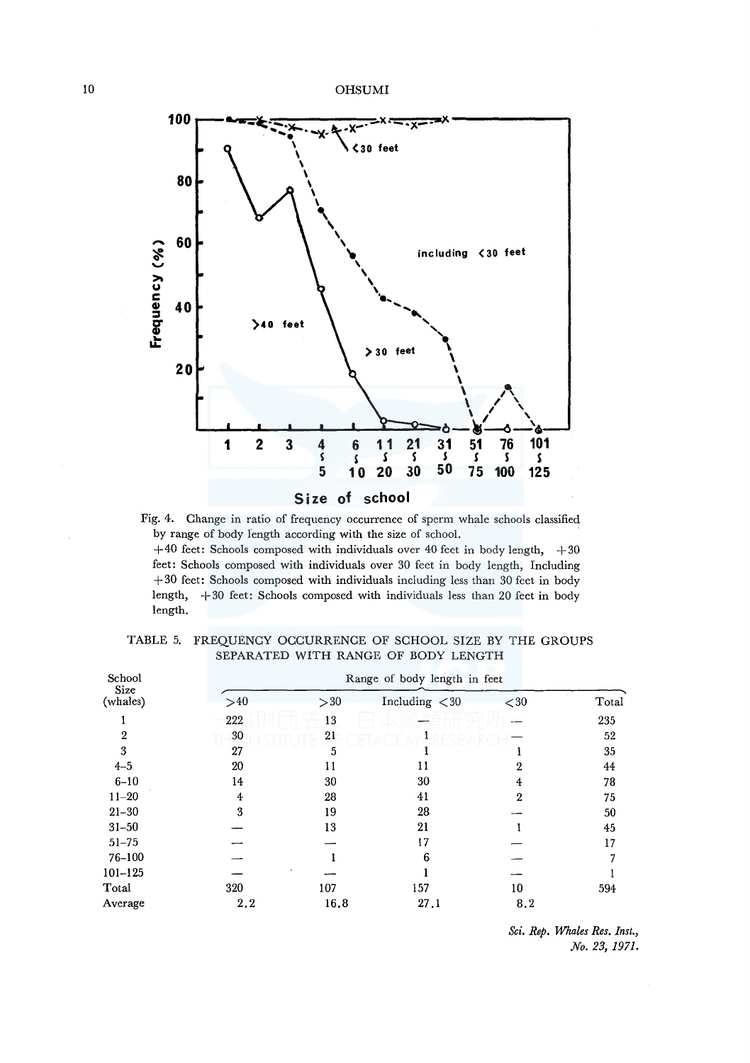Fig. 4. Change in ratio of frequency occurrence of sperm whale schools classified by range of body length according with the size of school.
+40 feet: Schools composed with individuals over 40 feet in body length, +30 feet: Schools composed with individuals over 30 feet in body length, Including +30 feet: Schools composed with individuals including less than 30 feet in body length, +30 feet: Schools composed with individuals less than 20 feet in body length.

TABLE 5. FREQUENCY OCCURRENCE OF SCHOOL SIZE BY THE GROUPS SEPARATED WITH RANGE OF BODY LENGTH

| School Size (whales) | Range of body length in feet | | | | |
|---|---|---|---|---|---|
| | >40 | >30 | Including <30 | <30 | Total |
| 1 | 222 | 13 | — | — | 235 |
| 2 | 30 | 21 | 1 | — | 52 |
| 3 | 27 | 5 | 1 | 1 | 35 |
| 4–5 | 20 | 11 | 11 | 2 | 44 |
| 6–10 | 14 | 30 | 30 | 4 | 78 |
| 11–20 | 4 | 28 | 41 | 2 | 75 |
| 21–30 | 3 | 19 | 28 | — | 50 |
| 31–50 | — | 13 | 21 | 1 | 45 |
| 51–75 | — | — | 17 | — | 17 |
| 76–100 | — | 1 | 6 | — | 7 |
| 101–125 | — | — | 1 | — | 1 |
| Total | 320 | 107 | 157 | 10 | 594 |
| Average | 2.2 | 16.8 | 27.1 | 8.2 | |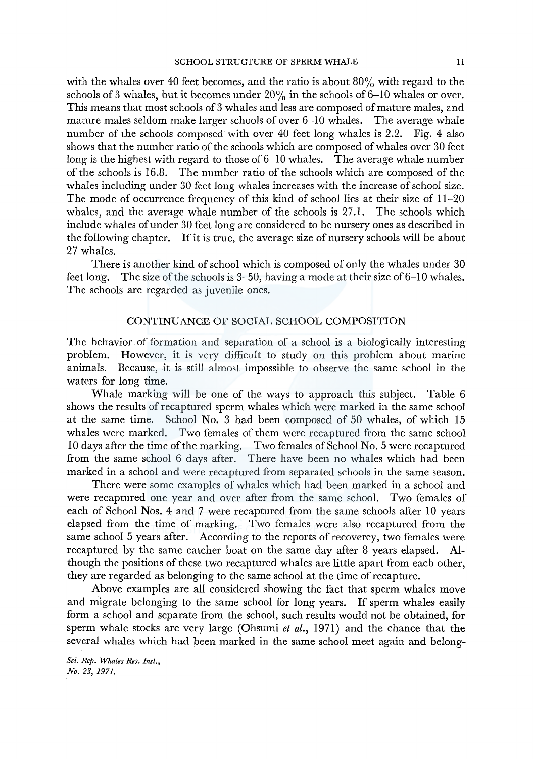with the whales over 40 feet becomes, and the ratio is about 80% with regard to the schools of 3 whales, but it becomes under 20% in the schools of 6–10 whales or over. This means that most schools of 3 whales and less are composed of mature males, and mature males seldom make larger schools of over 6–10 whales. The average whale number of the schools composed with over 40 feet long whales is 2.2. Fig. 4 also shows that the number ratio of the schools which are composed of whales over 30 feet long is the highest with regard to those of 6–10 whales. The average whale number of the schools is 16.8. The number ratio of the schools which are composed of the whales including under 30 feet long whales increases with the increase of school size. The mode of occurrence frequency of this kind of school lies at their size of 11–20 whales, and the average whale number of the schools is 27.1. The schools which include whales of under 30 feet long are considered to be nursery ones as described in the following chapter. If it is true, the average size of nursery schools will be about 27 whales.

There is another kind of school which is composed of only the whales under 30 feet long. The size of the schools is 3–50, having a mode at their size of 6–10 whales. The schools are regarded as juvenile ones.

## CONTINUANCE OF SOCIAL SCHOOL COMPOSITION

The behavior of formation and separation of a school is a biologically interesting problem. However, it is very difficult to study on this problem about marine animals. Because, it is still almost impossible to observe the same school in the waters for long time.

Whale marking will be one of the ways to approach this subject. Table 6 shows the results of recaptured sperm whales which were marked in the same school at the same time. School No. 3 had been composed of 50 whales, of which 15 whales were marked. Two females of them were recaptured from the same school 10 days after the time of the marking. Two females of School No. 5 were recaptured from the same school 6 days after. There have been no whales which had been marked in a school and were recaptured from separated schools in the same season.

There were some examples of whales which had been marked in a school and were recaptured one year and over after from the same school. Two females of each of School Nos. 4 and 7 were recaptured from the same schools after 10 years elapsed from the time of marking. Two females were also recaptured from the same school 5 years after. According to the reports of recoverey, two females were recaptured by the same catcher boat on the same day after 8 years elapsed. Although the positions of these two recaptured whales are little apart from each other, they are regarded as belonging to the same school at the time of recapture.

Above examples are all considered showing the fact that sperm whales move and migrate belonging to the same school for long years. If sperm whales easily form a school and separate from the school, such results would not be obtained, for sperm whale stocks are very large (Ohsumi *et al.*, 1971) and the chance that the several whales which had been marked in the same school meet again and belong-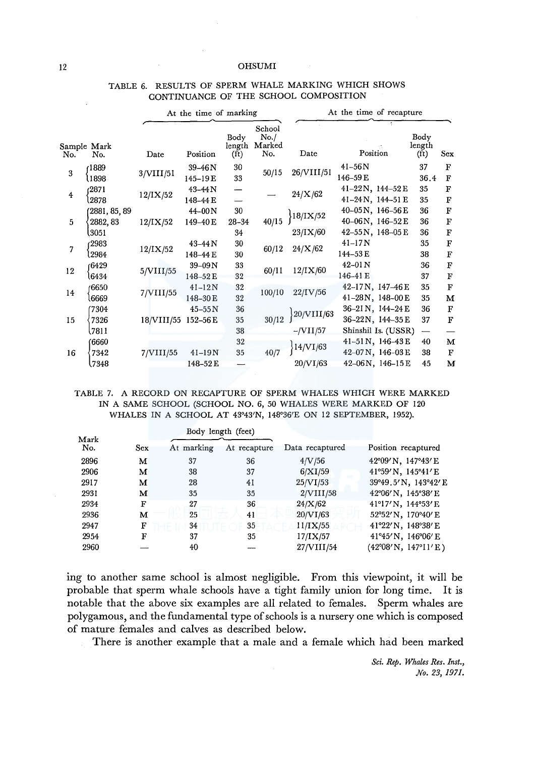TABLE 6. RESULTS OF SPERM WHALE MARKING WHICH SHOWS CONTINUANCE OF THE SCHOOL COMPOSITION

| Sample No. | Mark No. | At the time of marking | | | | At the time of recapture | | | |
|---|---|---|---|---|---|---|---|---|---|
| | | Date | Position | Body length (ft) | School No./ Marked No. | Date | Position | Body length (ft) | Sex |
| 3 | 1889 | 3/VIII/51 | 39–46 N | 30 | 50/15 | 26/VIII/51 | 41–56 N | 37 | F |
| | 1898 | | 145–19 E | 33 | | | 146–59 E | 36.4 | F |
| 4 | 2871 | 12/IX/52 | 43–44 N | — | — | 24/X/62 | 41–22 N, 144–52 E | 35 | F |
| | 2878 | | 148–44 E | — | | | 41–24 N, 144–51 E | 35 | F |
| 5 | 2881, 85, 89 | 12/IX/52 | 44–00 N | 30 | 40/15 | 18/IX/52 | 40–05 N, 146–56 E | 36 | F |
| | 2882, 83 | | 149–40 E | 28–34 | | | 40–06 N, 146–52 E | 36 | F |
| | 3051 | | | 34 | | 23/IX/60 | 42–55 N, 148–05 E | 36 | F |
| 7 | 2983 | 12/IX/52 | 43–44 N | 30 | 60/12 | 24/X/62 | 41–17 N | 35 | F |
| | 2984 | | 148–44 E | 30 | | | 144–53 E | 38 | F |
| 12 | 6429 | 5/VIII/55 | 39–09 N | 33 | 60/11 | 12/IX/60 | 42–01 N | 36 | F |
| | 6434 | | 148–52 E | 32 | | | 146–41 E | 37 | F |
| 14 | 6650 | 7/VIII/55 | 41–12 N | 32 | 100/10 | 22/IV/56 | 42–17 N, 147–46 E | 35 | F |
| | 6669 | | 148–30 E | 32 | | | 41–28 N, 148–00 E | 35 | M |
| 15 | 7304 | 18/VIII/55 | 45–55 N | 36 | 30/12 | 20/VIII/63 | 36–21 N, 144–24 E | 36 | F |
| | 7326 | | 152–56 E | 35 | | | 36–22 N, 144–35 E | 37 | F |
| | 7811 | | | 38 | | –/VII/57 | Shinshil Is. (USSR) | — | — |
| 16 | 6660 | 7/VIII/55 | 41–19 N | 32 | 40/7 | 14/VI/63 | 41–51 N, 146–43 E | 40 | M |
| | 7342 | | 148–52 E | 35 | | | 42–07 N, 146–03 E | 38 | F |
| | 7348 | | | — | | 20/VI/63 | 42–06 N, 146–15 E | 45 | M |

TABLE 7. A RECORD ON RECAPTURE OF SPERM WHALES WHICH WERE MARKED IN A SAME SCHOOL (SCHOOL NO. 6, 50 WHALES WERE MARKED OF 120 WHALES IN A SCHOOL AT 43°43′N, 148°36′E ON 12 SEPTEMBER, 1952).

| Mark No. | Sex | Body length (feet) | | Data recaptured | Position recaptured |
|---|---|---|---|---|---|
| | | At marking | At recapture | | |
| 2896 | M | 37 | 36 | 4/V/56 | 42°09′N, 147°43′E |
| 2906 | M | 38 | 37 | 6/XI/59 | 41°59′N, 145°41′E |
| 2917 | M | 28 | 41 | 25/VI/53 | 39°49.5′N, 143°42′E |
| 2931 | M | 35 | 35 | 2/VIII/58 | 42°06′N, 145°38′E |
| 2934 | F | 27 | 36 | 24/X/62 | 41°17′N, 144°53′E |
| 2936 | M | 25 | 41 | 20/VI/63 | 52°52′N, 170°40′E |
| 2947 | F | 34 | 35 | 11/IX/55 | 41°22′N, 148°38′E |
| 2954 | F | 37 | 35 | 17/IX/57 | 41°45′N, 146°06′E |
| 2960 | — | 40 | — | 27/VIII/54 | (42°08′N, 147°11′E) |

ing to another same school is almost negligible. From this viewpoint, it will be probable that sperm whale schools have a tight family union for long time. It is notable that the above six examples are all related to females. Sperm whales are polygamous, and the fundamental type of schools is a nursery one which is composed of mature females and calves as described below.

There is another example that a male and a female which had been marked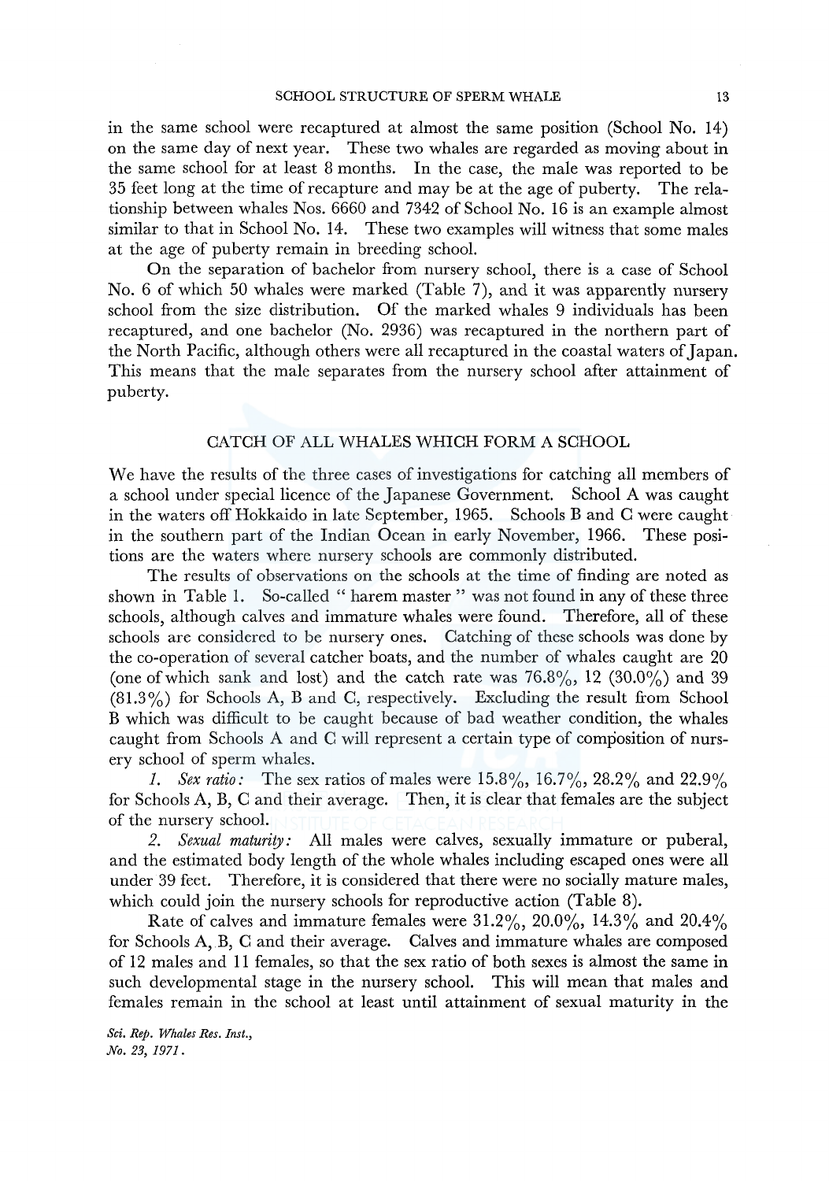in the same school were recaptured at almost the same position (School No. 14) on the same day of next year. These two whales are regarded as moving about in the same school for at least 8 months. In the case, the male was reported to be 35 feet long at the time of recapture and may be at the age of puberty. The relationship between whales Nos. 6660 and 7342 of School No. 16 is an example almost similar to that in School No. 14. These two examples will witness that some males at the age of puberty remain in breeding school.

On the separation of bachelor from nursery school, there is a case of School No. 6 of which 50 whales were marked (Table 7), and it was apparently nursery school from the size distribution. Of the marked whales 9 individuals has been recaptured, and one bachelor (No. 2936) was recaptured in the northern part of the North Pacific, although others were all recaptured in the coastal waters of Japan. This means that the male separates from the nursery school after attainment of puberty.

## CATCH OF ALL WHALES WHICH FORM A SCHOOL

We have the results of the three cases of investigations for catching all members of a school under special licence of the Japanese Government. School A was caught in the waters off Hokkaido in late September, 1965. Schools B and C were caught in the southern part of the Indian Ocean in early November, 1966. These positions are the waters where nursery schools are commonly distributed.

The results of observations on the schools at the time of finding are noted as shown in Table 1. So-called "harem master" was not found in any of these three schools, although calves and immature whales were found. Therefore, all of these schools are considered to be nursery ones. Catching of these schools was done by the co-operation of several catcher boats, and the number of whales caught are 20 (one of which sank and lost) and the catch rate was 76.8%, 12 (30.0%) and 39 (81.3%) for Schools A, B and C, respectively. Excluding the result from School B which was difficult to be caught because of bad weather condition, the whales caught from Schools A and C will represent a certain type of composition of nursery school of sperm whales.

*1. Sex ratio:* The sex ratios of males were 15.8%, 16.7%, 28.2% and 22.9% for Schools A, B, C and their average. Then, it is clear that females are the subject of the nursery school.

*2. Sexual maturity:* All males were calves, sexually immature or puberal, and the estimated body length of the whole whales including escaped ones were all under 39 feet. Therefore, it is considered that there were no socially mature males, which could join the nursery schools for reproductive action (Table 8).

Rate of calves and immature females were 31.2%, 20.0%, 14.3% and 20.4% for Schools A, B, C and their average. Calves and immature whales are composed of 12 males and 11 females, so that the sex ratio of both sexes is almost the same in such developmental stage in the nursery school. This will mean that males and females remain in the school at least until attainment of sexual maturity in the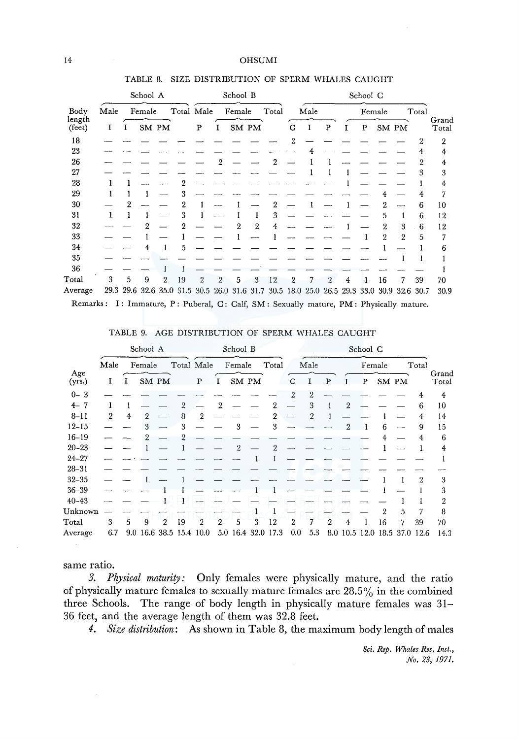TABLE 8. SIZE DISTRIBUTION OF SPERM WHALES CAUGHT

| Body length (feet) | School A | | | | | School B | | | | | School C | | | | | | | | Grand Total |
|---|---|---|---|---|---|---|---|---|---|---|---|---|---|---|---|---|---|---|---|
| | Male | Female | | | Total | Male | Female | | | Total | Male | | | Female | | | | Total | |
| | I | I | SM | PM | | P | I | SM | PM | | C | I | P | I | P | SM | PM | | |
| 18 | — | — | — | — | — | — | — | — | — | — | 2 | — | — | — | — | — | — | 2 | 2 |
| 23 | — | — | — | — | — | — | — | — | — | — | — | 4 | — | — | — | — | — | 4 | 4 |
| 26 | — | — | — | — | — | — | 2 | — | — | 2 | — | 1 | 1 | — | — | — | — | 2 | 4 |
| 27 | — | — | — | — | — | — | — | — | — | — | — | 1 | 1 | 1 | — | — | — | 3 | 3 |
| 28 | 1 | 1 | — | — | 2 | — | — | — | — | — | — | — | — | 1 | — | — | — | 1 | 4 |
| 29 | 1 | 1 | 1 | — | 3 | — | — | — | — | — | — | — | — | — | — | 4 | — | 4 | 7 |
| 30 | — | 2 | — | — | 2 | 1 | — | 1 | — | 2 | — | 1 | — | 1 | — | 2 | — | 6 | 10 |
| 31 | 1 | 1 | 1 | — | 3 | 1 | — | 1 | 1 | 3 | — | — | — | — | — | 5 | 1 | 6 | 12 |
| 32 | — | — | 2 | — | 2 | — | — | 2 | 2 | 4 | — | — | — | 1 | — | 2 | 3 | 6 | 12 |
| 33 | — | — | 1 | — | 1 | — | — | 1 | — | 1 | — | — | — | — | 1 | 2 | 2 | 5 | 7 |
| 34 | — | — | 4 | 1 | 5 | — | — | — | — | — | — | — | — | — | — | 1 | — | 1 | 6 |
| 35 | — | — | — | — | — | — | — | — | — | — | — | — | — | — | — | — | 1 | 1 | 1 |
| 36 | — | — | — | 1 | 1 | — | — | — | — | — | — | — | — | — | — | — | — | — | 1 |
| Total | 3 | 5 | 9 | 2 | 19 | 2 | 2 | 5 | 3 | 12 | 2 | 7 | 2 | 4 | 1 | 16 | 7 | 39 | 70 |
| Average | 29.3 | 29.6 | 32.6 | 35.0 | 31.5 | 30.5 | 26.0 | 31.6 | 31.7 | 30.5 | 18.0 | 25.0 | 26.5 | 29.3 | 33.0 | 30.9 | 32.6 | 30.7 | 30.9 |

Remarks: I: Immature, P: Puberal, C: Calf, SM: Sexually mature, PM: Physically mature.

TABLE 9. AGE DISTRIBUTION OF SPERM WHALES CAUGHT

| Age (yrs.) | School A | | | | | School B | | | | | School C | | | | | | | | Grand Total |
|---|---|---|---|---|---|---|---|---|---|---|---|---|---|---|---|---|---|---|---|
| | Male | Female | | | Total | Male | Female | | | Total | Male | | | Female | | | | Total | |
| | I | I | SM | PM | | P | I | SM | PM | | C | I | P | I | P | SM | PM | | |
| 0– 3 | — | — | — | — | — | — | — | — | — | — | 2 | 2 | — | — | — | — | — | 4 | 4 |
| 4– 7 | 1 | 1 | — | — | 2 | — | 2 | — | — | 2 | — | 3 | 1 | 2 | — | — | — | 6 | 10 |
| 8–11 | 2 | 4 | 2 | — | 8 | 2 | — | — | — | 2 | — | 2 | 1 | — | — | 1 | — | 4 | 14 |
| 12–15 | — | — | 3 | — | 3 | — | — | 3 | — | 3 | — | — | — | 2 | 1 | 6 | — | 9 | 15 |
| 16–19 | — | — | 2 | — | 2 | — | — | — | — | — | — | — | — | — | — | 4 | — | 4 | 6 |
| 20–23 | — | — | 1 | — | 1 | — | — | 2 | — | 2 | — | — | — | — | — | 1 | — | 1 | 4 |
| 24–27 | — | — | — | — | — | — | — | — | 1 | 1 | — | — | — | — | — | — | — | — | 1 |
| 28–31 | — | — | — | — | — | — | — | — | — | — | — | — | — | — | — | — | — | — | — |
| 32–35 | — | — | 1 | — | 1 | — | — | — | — | — | — | — | — | — | — | 1 | 1 | 2 | 3 |
| 36–39 | — | — | — | 1 | 1 | — | — | — | 1 | 1 | — | — | — | — | — | 1 | — | 1 | 3 |
| 40–43 | — | — | — | 1 | 1 | — | — | — | — | — | — | — | — | — | — | — | 1 | 1 | 2 |
| Unknown | — | — | — | — | — | — | — | — | 1 | 1 | — | — | — | — | — | 2 | 5 | 7 | 8 |
| Total | 3 | 5 | 9 | 2 | 19 | 2 | 2 | 5 | 3 | 12 | 2 | 7 | 2 | 4 | 1 | 16 | 7 | 39 | 70 |
| Average | 6.7 | 9.0 | 16.6 | 38.5 | 15.4 | 10.0 | 5.0 | 16.4 | 32.0 | 17.3 | 0.0 | 5.3 | 8.0 | 10.5 | 12.0 | 18.5 | 37.0 | 12.6 | 14.3 |

same ratio.

*3. Physical maturity:* Only females were physically mature, and the ratio of physically mature females to sexually mature females are 28.5% in the combined three Schools. The range of body length in physically mature females was 31–36 feet, and the average length of them was 32.8 feet.

*4. Size distribution*: As shown in Table 8, the maximum body length of males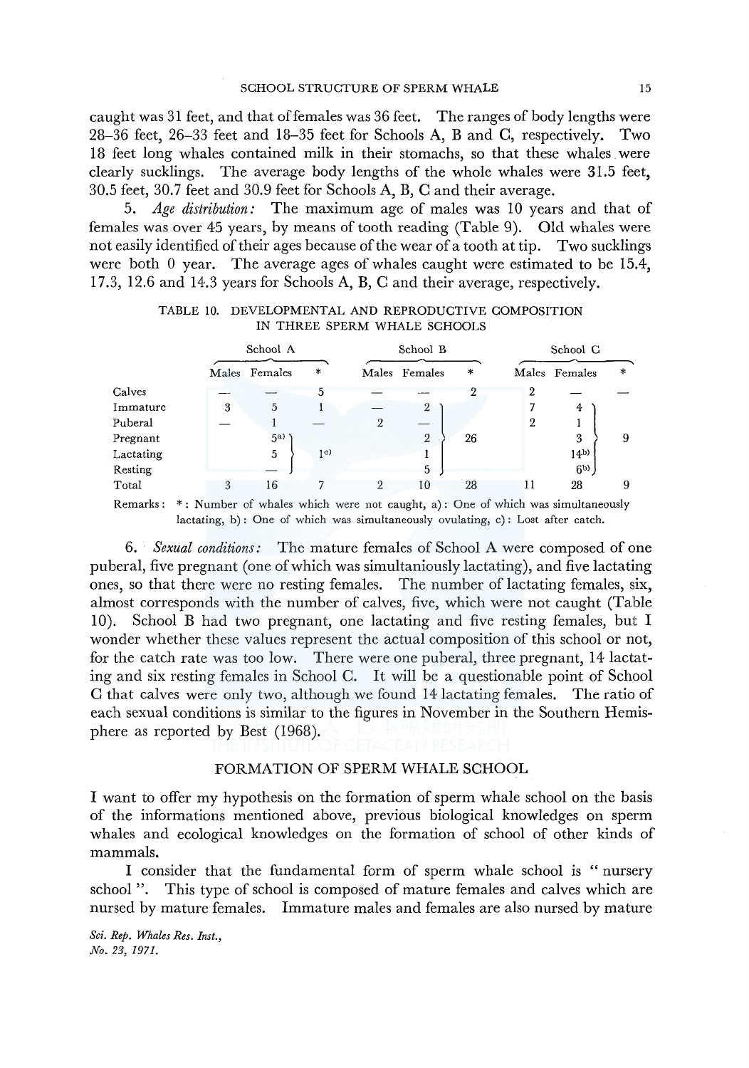caught was 31 feet, and that of females was 36 feet. The ranges of body lengths were 28–36 feet, 26–33 feet and 18–35 feet for Schools A, B and C, respectively. Two 18 feet long whales contained milk in their stomachs, so that these whales were clearly sucklings. The average body lengths of the whole whales were 31.5 feet, 30.5 feet, 30.7 feet and 30.9 feet for Schools A, B, C and their average.

5. *Age distribution:* The maximum age of males was 10 years and that of females was over 45 years, by means of tooth reading (Table 9). Old whales were not easily identified of their ages because of the wear of a tooth at tip. Two sucklings were both 0 year. The average ages of whales caught were estimated to be 15.4, 17.3, 12.6 and 14.3 years for Schools A, B, C and their average, respectively.

TABLE 10. DEVELOPMENTAL AND REPRODUCTIVE COMPOSITION IN THREE SPERM WHALE SCHOOLS

| | School A | | | School B | | | School C | | |
|---|---|---|---|---|---|---|---|---|---|
| | Males | Females | * | Males | Females | * | Males | Females | * |
| Calves | — | — | 5 | — | — | 2 | 2 | — | — |
| Immature | 3 | 5 | 1 | — | 2 | 26 | 7 | 4 | 9 |
| Puberal | — | 1 | — | 2 | — | | 2 | 1 | |
| Pregnant | | 5[a] | 1[c] | | 2 | | | 3 | |
| Lactating | | 5 | | | 1 | | | 14[b] | |
| Resting | | — | | | 5 | | | 6[b] | |
| Total | 3 | 16 | 7 | 2 | 10 | 28 | 11 | 28 | 9 |

Remarks: *: Number of whales which were not caught, a): One of which was simultaneously lactating, b): One of which was simultaneously ovulating, c): Lost after catch.

6. *Sexual conditions:* The mature females of School A were composed of one puberal, five pregnant (one of which was simultaniously lactating), and five lactating ones, so that there were no resting females. The number of lactating females, six, almost corresponds with the number of calves, five, which were not caught (Table 10). School B had two pregnant, one lactating and five resting females, but I wonder whether these values represent the actual composition of this school or not, for the catch rate was too low. There were one puberal, three pregnant, 14 lactating and six resting females in School C. It will be a questionable point of School C that calves were only two, although we found 14 lactating females. The ratio of each sexual conditions is similar to the figures in November in the Southern Hemisphere as reported by Best (1968).

## FORMATION OF SPERM WHALE SCHOOL

I want to offer my hypothesis on the formation of sperm whale school on the basis of the informations mentioned above, previous biological knowledges on sperm whales and ecological knowledges on the formation of school of other kinds of mammals.

I consider that the fundamental form of sperm whale school is "nursery school". This type of school is composed of mature females and calves which are nursed by mature females. Immature males and females are also nursed by mature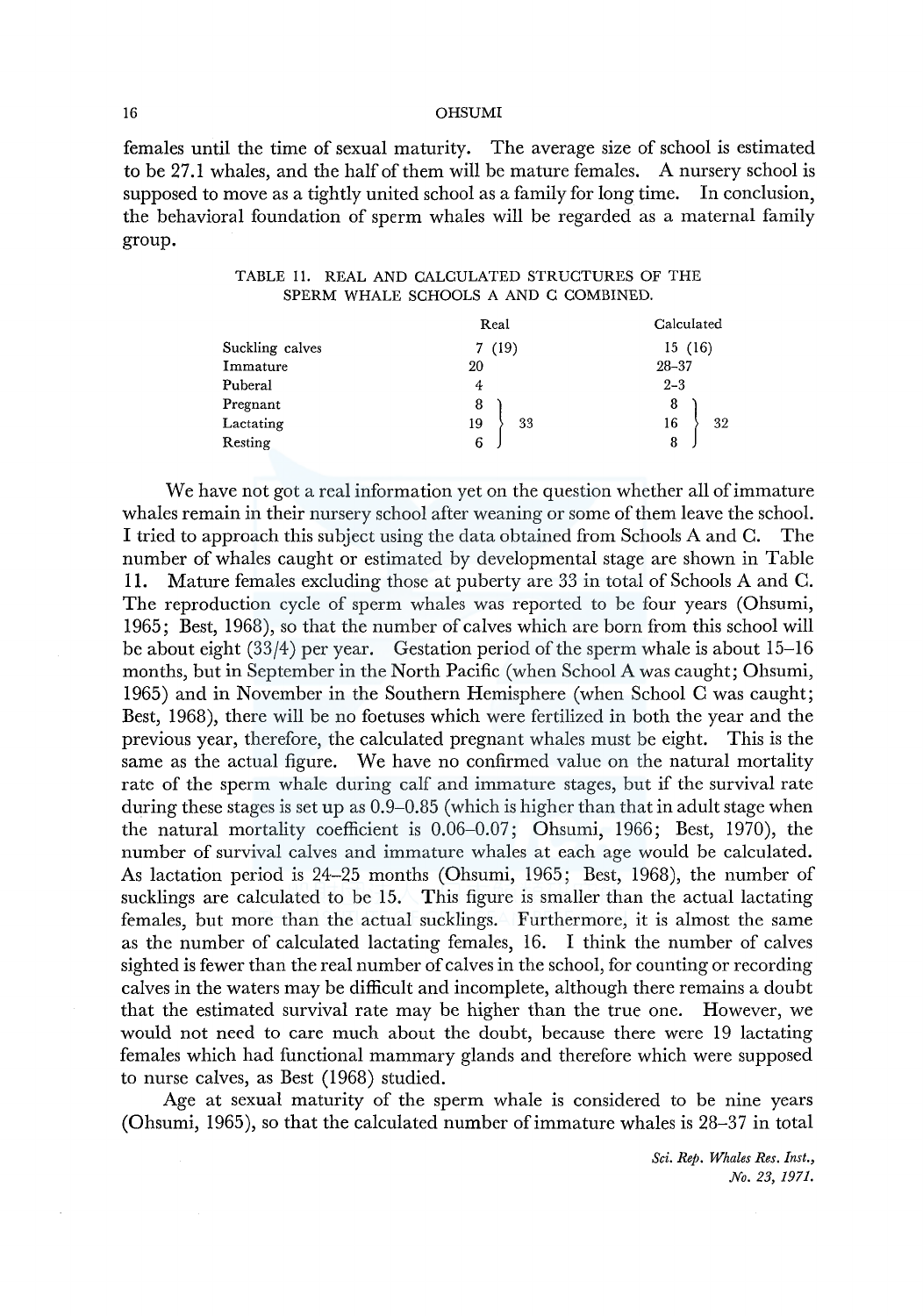females until the time of sexual maturity. The average size of school is estimated to be 27.1 whales, and the half of them will be mature females. A nursery school is supposed to move as a tightly united school as a family for long time. In conclusion, the behavioral foundation of sperm whales will be regarded as a maternal family group.

TABLE 11. REAL AND CALCULATED STRUCTURES OF THE SPERM WHALE SCHOOLS A AND C COMBINED.

| | Real | | Calculated | |
|---|---|---|---|---|
| Suckling calves | 7 (19) | | 15 (16) | |
| Immature | 20 | | 28–37 | |
| Puberal | 4 | | 2–3 | |
| Pregnant | 8 | 33 | 8 | 32 |
| Lactating | 19 | | 16 | |
| Resting | 6 | | 8 | |

We have not got a real information yet on the question whether all of immature whales remain in their nursery school after weaning or some of them leave the school. I tried to approach this subject using the data obtained from Schools A and C. The number of whales caught or estimated by developmental stage are shown in Table 11. Mature females excluding those at puberty are 33 in total of Schools A and C. The reproduction cycle of sperm whales was reported to be four years (Ohsumi, 1965; Best, 1968), so that the number of calves which are born from this school will be about eight (33/4) per year. Gestation period of the sperm whale is about 15–16 months, but in September in the North Pacific (when School A was caught; Ohsumi, 1965) and in November in the Southern Hemisphere (when School C was caught; Best, 1968), there will be no foetuses which were fertilized in both the year and the previous year, therefore, the calculated pregnant whales must be eight. This is the same as the actual figure. We have no confirmed value on the natural mortality rate of the sperm whale during calf and immature stages, but if the survival rate during these stages is set up as 0.9–0.85 (which is higher than that in adult stage when the natural mortality coefficient is 0.06–0.07; Ohsumi, 1966; Best, 1970), the number of survival calves and immature whales at each age would be calculated. As lactation period is 24–25 months (Ohsumi, 1965; Best, 1968), the number of sucklings are calculated to be 15. This figure is smaller than the actual lactating females, but more than the actual sucklings. Furthermore, it is almost the same as the number of calculated lactating females, 16. I think the number of calves sighted is fewer than the real number of calves in the school, for counting or recording calves in the waters may be difficult and incomplete, although there remains a doubt that the estimated survival rate may be higher than the true one. However, we would not need to care much about the doubt, because there were 19 lactating females which had functional mammary glands and therefore which were supposed to nurse calves, as Best (1968) studied.

Age at sexual maturity of the sperm whale is considered to be nine years (Ohsumi, 1965), so that the calculated number of immature whales is 28–37 in total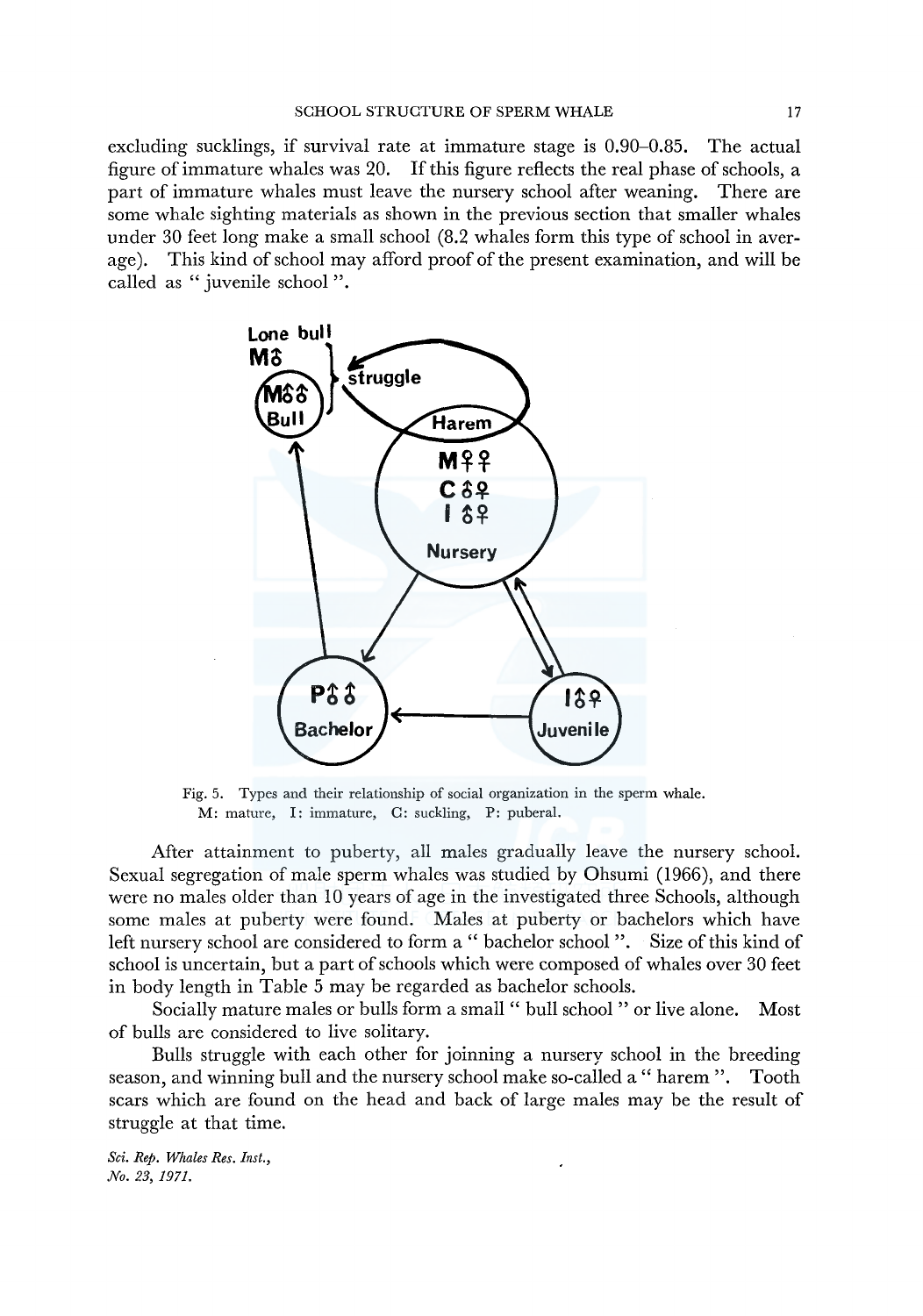excluding sucklings, if survival rate at immature stage is 0.90–0.85. The actual figure of immature whales was 20. If this figure reflects the real phase of schools, a part of immature whales must leave the nursery school after weaning. There are some whale sighting materials as shown in the previous section that smaller whales under 30 feet long make a small school (8.2 whales form this type of school in average). This kind of school may afford proof of the present examination, and will be called as " juvenile school ".

Fig. 5. Types and their relationship of social organization in the sperm whale.
M: mature, I: immature, C: suckling, P: puberal.

After attainment to puberty, all males gradually leave the nursery school. Sexual segregation of male sperm whales was studied by Ohsumi (1966), and there were no males older than 10 years of age in the investigated three Schools, although some males at puberty were found. Males at puberty or bachelors which have left nursery school are considered to form a " bachelor school ". Size of this kind of school is uncertain, but a part of schools which were composed of whales over 30 feet in body length in Table 5 may be regarded as bachelor schools.

Socially mature males or bulls form a small " bull school " or live alone. Most of bulls are considered to live solitary.

Bulls struggle with each other for joinning a nursery school in the breeding season, and winning bull and the nursery school make so-called a " harem ". Tooth scars which are found on the head and back of large males may be the result of struggle at that time.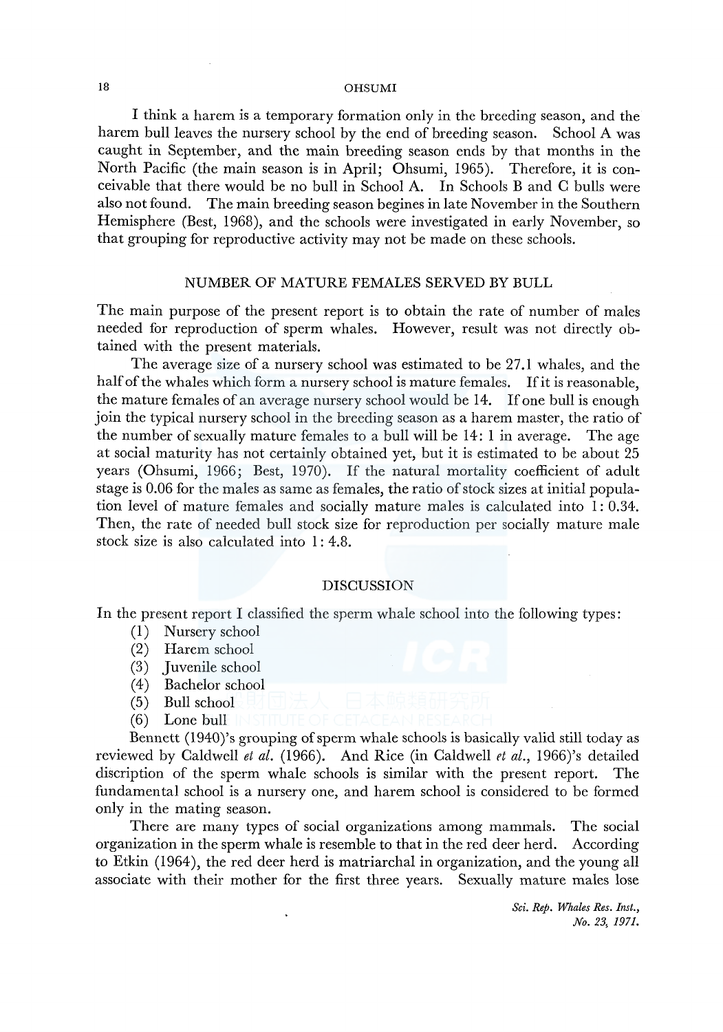I think a harem is a temporary formation only in the breeding season, and the harem bull leaves the nursery school by the end of breeding season. School A was caught in September, and the main breeding season ends by that months in the North Pacific (the main season is in April; Ohsumi, 1965). Therefore, it is conceivable that there would be no bull in School A. In Schools B and C bulls were also not found. The main breeding season begines in late November in the Southern Hemisphere (Best, 1968), and the schools were investigated in early November, so that grouping for reproductive activity may not be made on these schools.

## NUMBER OF MATURE FEMALES SERVED BY BULL

The main purpose of the present report is to obtain the rate of number of males needed for reproduction of sperm whales. However, result was not directly obtained with the present materials.

The average size of a nursery school was estimated to be 27.1 whales, and the half of the whales which form a nursery school is mature females. If it is reasonable, the mature females of an average nursery school would be 14. If one bull is enough join the typical nursery school in the breeding season as a harem master, the ratio of the number of sexually mature females to a bull will be 14: 1 in average. The age at social maturity has not certainly obtained yet, but it is estimated to be about 25 years (Ohsumi, 1966; Best, 1970). If the natural mortality coefficient of adult stage is 0.06 for the males as same as females, the ratio of stock sizes at initial population level of mature females and socially mature males is calculated into 1: 0.34. Then, the rate of needed bull stock size for reproduction per socially mature male stock size is also calculated into 1: 4.8.

## DISCUSSION

In the present report I classified the sperm whale school into the following types:

(1) Nursery school
(2) Harem school
(3) Juvenile school
(4) Bachelor school
(5) Bull school
(6) Lone bull

Bennett (1940)'s grouping of sperm whale schools is basically valid still today as reviewed by Caldwell *et al.* (1966). And Rice (in Caldwell *et al.*, 1966)'s detailed discription of the sperm whale schools is similar with the present report. The fundamental school is a nursery one, and harem school is considered to be formed only in the mating season.

There are many types of social organizations among mammals. The social organization in the sperm whale is resemble to that in the red deer herd. According to Etkin (1964), the red deer herd is matriarchal in organization, and the young all associate with their mother for the first three years. Sexually mature males lose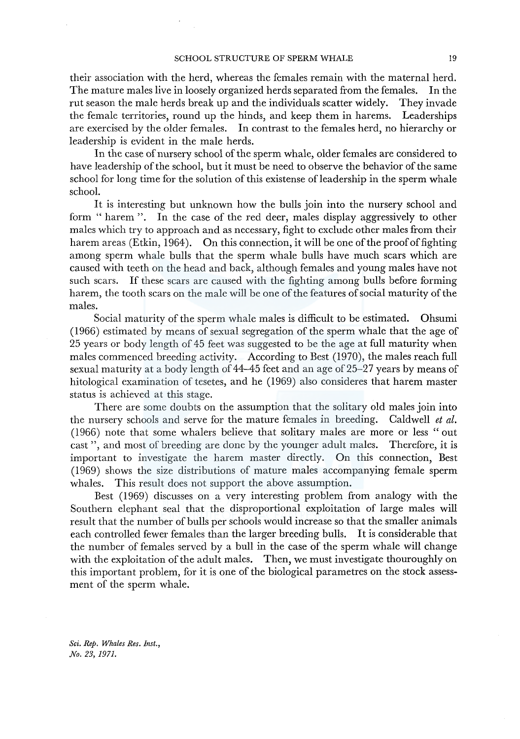their association with the herd, whereas the females remain with the maternal herd. The mature males live in loosely organized herds separated from the females. In the rut season the male herds break up and the individuals scatter widely. They invade the female territories, round up the hinds, and keep them in harems. Leaderships are exercised by the older females. In contrast to the females herd, no hierarchy or leadership is evident in the male herds.

In the case of nursery school of the sperm whale, older females are considered to have leadership of the school, but it must be need to observe the behavior of the same school for long time for the solution of this existense of leadership in the sperm whale school.

It is interesting but unknown how the bulls join into the nursery school and form " harem ". In the case of the red deer, males display aggressively to other males which try to approach and as necessary, fight to exclude other males from their harem areas (Etkin, 1964). On this connection, it will be one of the proof of fighting among sperm whale bulls that the sperm whale bulls have much scars which are caused with teeth on the head and back, although females and young males have not such scars. If these scars are caused with the fighting among bulls before forming harem, the tooth scars on the male will be one of the features of social maturity of the males.

Social maturity of the sperm whale males is difficult to be estimated. Ohsumi (1966) estimated by means of sexual segregation of the sperm whale that the age of 25 years or body length of 45 feet was suggested to be the age at full maturity when males commenced breeding activity. According to Best (1970), the males reach full sexual maturity at a body length of 44–45 feet and an age of 25–27 years by means of hitological examination of tesetes, and he (1969) also consideres that harem master status is achieved at this stage.

There are some doubts on the assumption that the solitary old males join into the nursery schools and serve for the mature females in breeding. Caldwell *et al.* (1966) note that some whalers believe that solitary males are more or less " out cast ", and most of breeding are done by the younger adult males. Therefore, it is important to investigate the harem master directly. On this connection, Best (1969) shows the size distributions of mature males accompanying female sperm whales. This result does not support the above assumption.

Best (1969) discusses on a very interesting problem from analogy with the Southern elephant seal that the disproportional exploitation of large males will result that the number of bulls per schools would increase so that the smaller animals each controlled fewer females than the larger breeding bulls. It is considerable that the number of females served by a bull in the case of the sperm whale will change with the exploitation of the adult males. Then, we must investigate thouroughly on this important problem, for it is one of the biological parametres on the stock assessment of the sperm whale.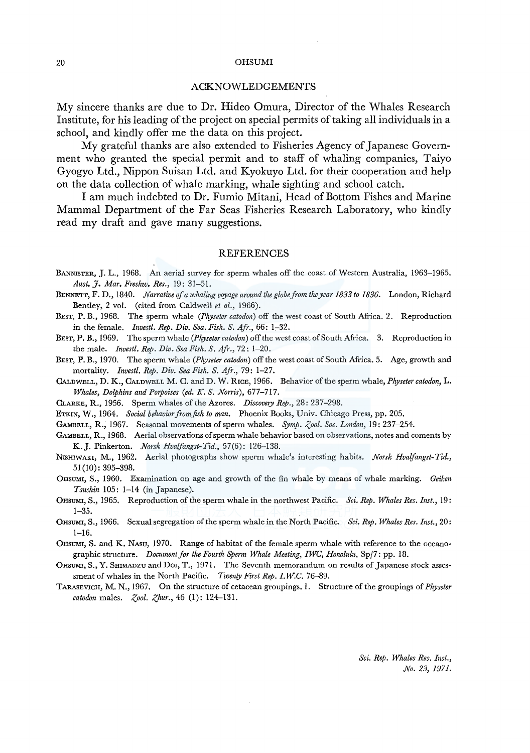## ACKNOWLEDGEMENTS

My sincere thanks are due to Dr. Hideo Omura, Director of the Whales Research Institute, for his leading of the project on special permits of taking all individuals in a school, and kindly offer me the data on this project.

My grateful thanks are also extended to Fisheries Agency of Japanese Government who granted the special permit and to staff of whaling companies, Taiyo Gyogyo Ltd., Nippon Suisan Ltd. and Kyokuyo Ltd. for their cooperation and help on the data collection of whale marking, whale sighting and school catch.

I am much indebted to Dr. Fumio Mitani, Head of Bottom Fishes and Marine Mammal Department of the Far Seas Fisheries Research Laboratory, who kindly read my draft and gave many suggestions.

## REFERENCES

BANNISTER, J. L., 1968. An aerial survey for sperm whales off the coast of Western Australia, 1963–1965. *Aust. J. Mar. Freshw. Res.*, 19: 31–51.

BENNETT, F. D., 1840. *Narrative of a whaling voyage around the globe from the year 1833 to 1836*. London, Richard Bentley, 2 vol. (cited from Caldwell *et al.*, 1966).

BEST, P. B., 1968. The sperm whale (*Physeter catodon*) off the west coast of South Africa. 2. Reproduction in the female. *Investl. Rep. Div. Sea. Fish. S. Afr.*, 66: 1–32.

BEST, P. B., 1969. The sperm whale (*Physeter catodon*) off the west coast of South Africa. 3. Reproduction in the male. *Investl. Rep. Div. Sea Fish. S. Afr.*, 72: 1–20.

BEST, P. B., 1970. The sperm whale (*Physeter catodon*) off the west coast of South Africa. 5. Age, growth and mortality. *Investl. Rep. Div. Sea Fish. S. Afr.*, 79: 1–27.

CALDWELL, D. K., CALDWELL M. C. and D. W. RICE, 1966. Behavior of the sperm whale, *Physeter catodon*, L. *Whales, Dolphins and Porpoises (ed. K. S. Norris)*, 677–717.

CLARKE, R., 1956. Sperm whales of the Azores. *Discovery Rep.*, 28: 237–298.

ETKIN, W., 1964. *Social behavior from fish to man*. Phoenix Books, Univ. Chicago Press, pp. 205.

GAMBELL, R., 1967. Seasonal movements of sperm whales. *Symp. Zool. Soc. London*, 19: 237–254.

GAMBELL, R., 1968. Aerial observations of sperm whale behavior based on observations, notes and coments by K. J. Pinkerton. *Norsk Hvalfangst-Tid.*, 57(6): 126–138.

NISHIWAKI, M., 1962. Aerial photographs show sperm whale's interesting habits. *Norsk Hvalfangst-Tid.*, 51(10): 395–398.

OHSUMI, S., 1960. Examination on age and growth of the fin whale by means of whale marking. *Geiken Tsushin* 105: 1–14 (in Japanese).

OHSUMI, S., 1965. Reproduction of the sperm whale in the northwest Pacific. *Sci. Rep. Whales Res. Inst.*, 19: 1–35.

OHSUMI, S., 1966. Sexual segregation of the sperm whale in the North Pacific. *Sci. Rep. Whales Res. Inst.*, 20: 1–16.

OHSUMI, S. and K. NASU, 1970. Range of habitat of the female sperm whale with reference to the oceanographic structure. *Document for the Fourth Sperm Whale Meeting, IWC, Honolulu*, Sp/7: pp. 18.

OHSUMI, S., Y. SHIMADZU and DOI, T., 1971. The Seventh memorandum on results of Japanese stock assessment of whales in the North Pacific. *Twenty First Rep. I.W.C.* 76–89.

TARASEVICH, M. N., 1967. On the structure of cetacean groupings. 1. Structure of the groupings of *Physeter catodon* males. *Zool. Zhur.*, 46 (1): 124–131.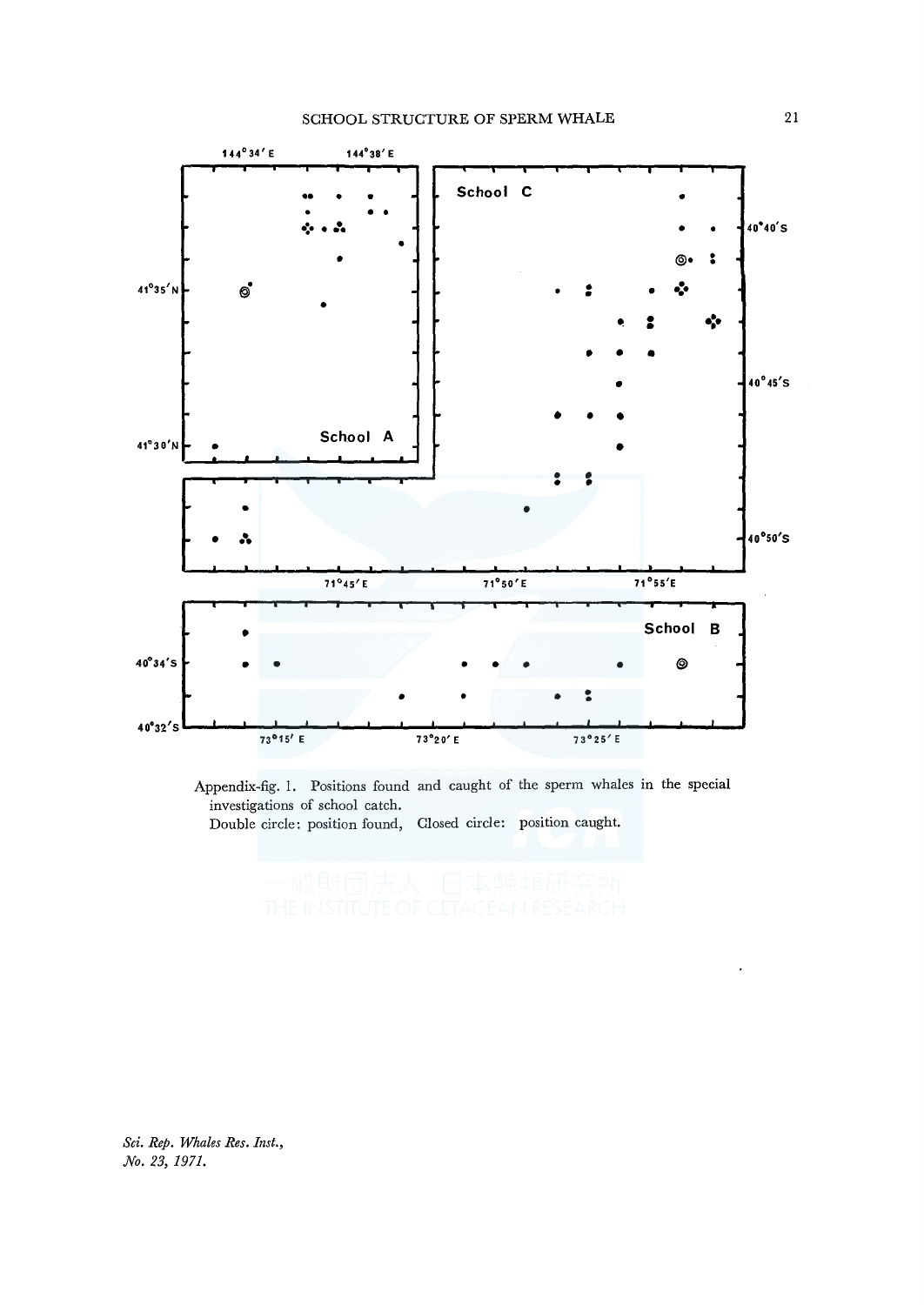School C

School A

School B

Appendix-fig. 1. Positions found and caught of the sperm whales in the special investigations of school catch.
Double circle: position found, Closed circle: position caught.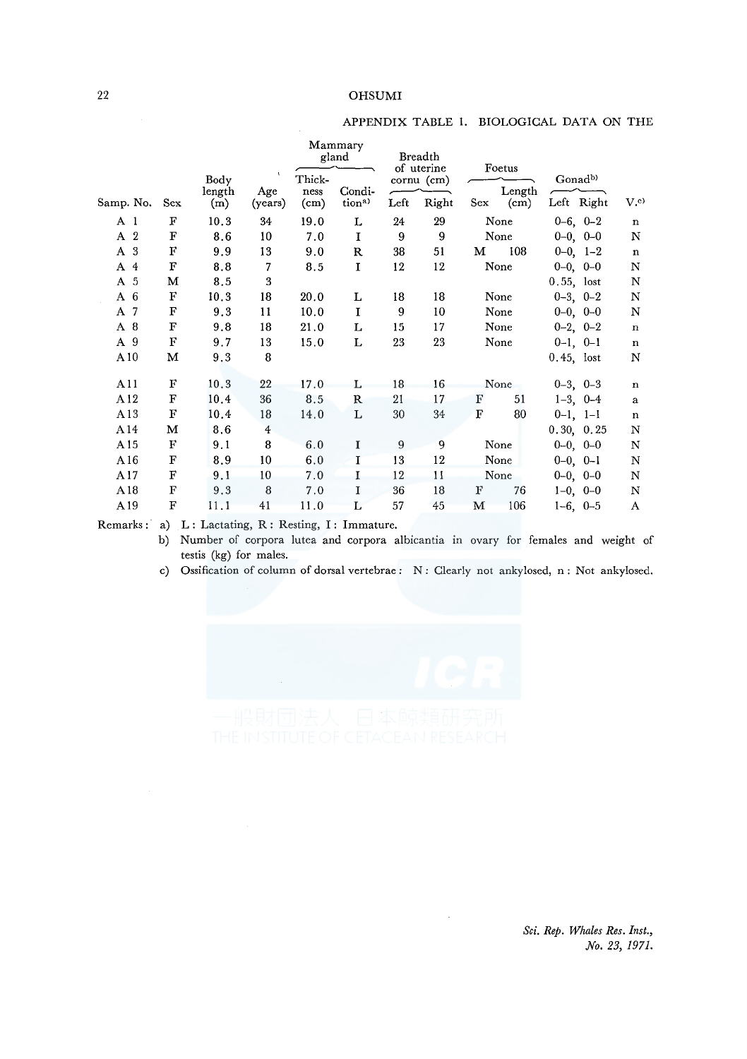APPENDIX TABLE 1. BIOLOGICAL DATA ON THE

| Samp. No. | Sex | Body length (m) | Age (years) | Mammary gland | | Breadth of uterine cornu (cm) | | Foetus | | Gonad[b)] | | V.[c)] |
|---|---|---|---|---|---|---|---|---|---|---|---|---|
| | | | | Thickness (cm) | Condition[a)] | Left | Right | Sex | Length (cm) | Left | Right | |
| A 1 | F | 10.3 | 34 | 19.0 | L | 24 | 29 | None | | 0–6, | 0–2 | n |
| A 2 | F | 8.6 | 10 | 7.0 | I | 9 | 9 | None | | 0–0, | 0–0 | N |
| A 3 | F | 9.9 | 13 | 9.0 | R | 38 | 51 | M | 108 | 0–0, | 1–2 | n |
| A 4 | F | 8.8 | 7 | 8.5 | I | 12 | 12 | None | | 0–0, | 0–0 | N |
| A 5 | M | 8.5 | 3 | | | | | | | 0.55, | lost | N |
| A 6 | F | 10.3 | 18 | 20.0 | L | 18 | 18 | None | | 0–3, | 0–2 | N |
| A 7 | F | 9.3 | 11 | 10.0 | I | 9 | 10 | None | | 0–0, | 0–0 | N |
| A 8 | F | 9.8 | 18 | 21.0 | L | 15 | 17 | None | | 0–2, | 0–2 | n |
| A 9 | F | 9.7 | 13 | 15.0 | L | 23 | 23 | None | | 0–1, | 0–1 | n |
| A10 | M | 9.3 | 8 | | | | | | | 0.45, | lost | N |
| A11 | F | 10.3 | 22 | 17.0 | L | 18 | 16 | None | | 0–3, | 0–3 | n |
| A12 | F | 10.4 | 36 | 8.5 | R | 21 | 17 | F | 51 | 1–3, | 0–4 | a |
| A13 | F | 10.4 | 18 | 14.0 | L | 30 | 34 | F | 80 | 0–1, | 1–1 | n |
| A14 | M | 8.6 | 4 | | | | | | | 0.30, | 0.25 | N |
| A15 | F | 9.1 | 8 | 6.0 | I | 9 | 9 | None | | 0–0, | 0–0 | N |
| A16 | F | 8.9 | 10 | 6.0 | I | 13 | 12 | None | | 0–0, | 0–1 | N |
| A17 | F | 9.1 | 10 | 7.0 | I | 12 | 11 | None | | 0–0, | 0–0 | N |
| A18 | F | 9.3 | 8 | 7.0 | I | 36 | 18 | F | 76 | 1–0, | 0–0 | N |
| A19 | F | 11.1 | 41 | 11.0 | L | 57 | 45 | M | 106 | 1–6, | 0–5 | A |

Remarks:
a) L: Lactating, R: Resting, I: Immature.
b) Number of corpora lutea and corpora albicantia in ovary for females and weight of testis (kg) for males.
c) Ossification of column of dorsal vertebrae: N: Clearly not ankylosed, n: Not ankylosed.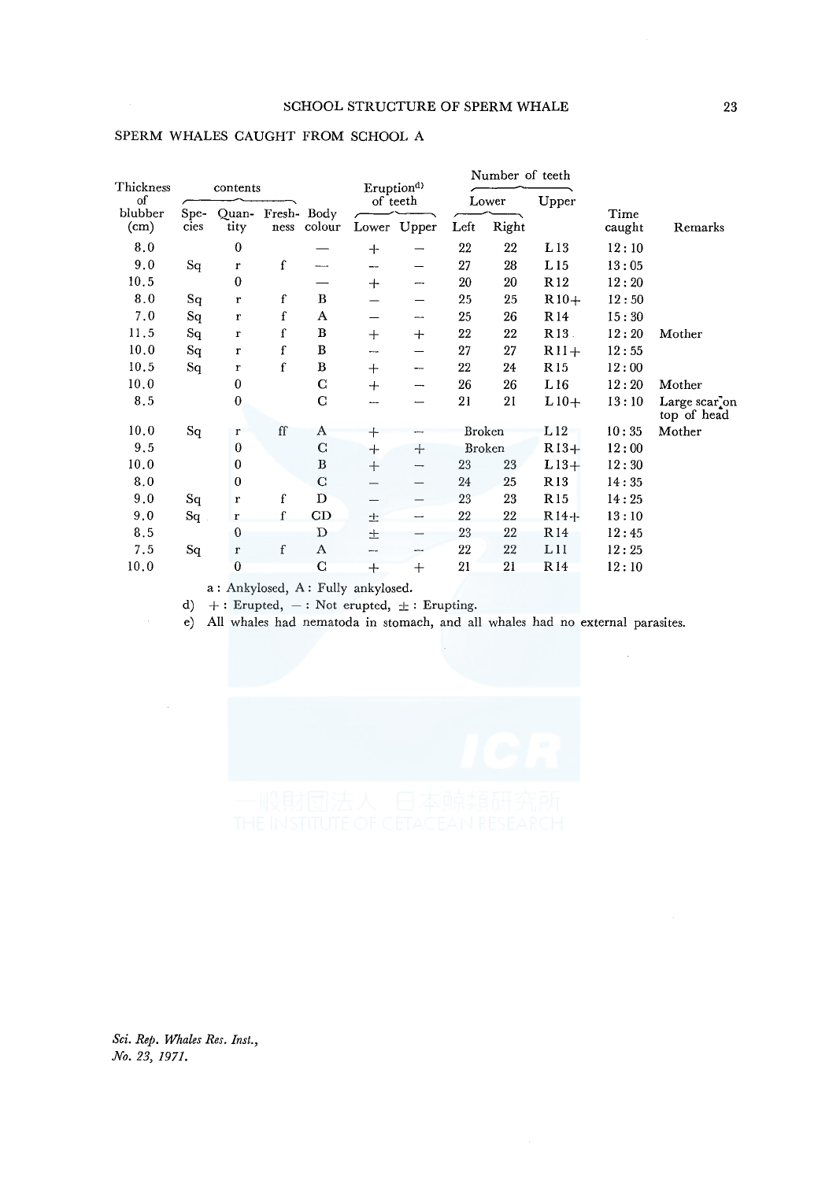SPERM WHALES CAUGHT FROM SCHOOL A

| Thickness of blubber (cm) | contents | | | Body colour | Eruption[d] of teeth | | Number of teeth | | | Time caught | Remarks |
|---|---|---|---|---|---|---|---|---|---|---|---|
| | Species | Quantity | Freshness | | Lower | Upper | Lower Left | Lower Right | Upper | | |
| 8.0 | | 0 | | — | + | — | 22 | 22 | L 13 | 12 : 10 | |
| 9.0 | Sq | r | f | — | — | — | 27 | 28 | L 15 | 13 : 05 | |
| 10.5 | | 0 | | — | + | — | 20 | 20 | R 12 | 12 : 20 | |
| 8.0 | Sq | r | f | B | — | — | 25 | 25 | R 10+ | 12 : 50 | |
| 7.0 | Sq | r | f | A | — | — | 25 | 26 | R 14 | 15 : 30 | |
| 11.5 | Sq | r | f | B | + | + | 22 | 22 | R 13 | 12 : 20 | Mother |
| 10.0 | Sq | r | f | B | — | — | 27 | 27 | R 11+ | 12 : 55 | |
| 10.5 | Sq | r | f | B | + | — | 22 | 24 | R 15 | 12 : 00 | |
| 10.0 | | 0 | | C | + | — | 26 | 26 | L 16 | 12 : 20 | Mother |
| 8.5 | | 0 | | C | — | — | 21 | 21 | L 10+ | 13 : 10 | Large scar on top of head |
| 10.0 | Sq | r | ff | A | + | — | Broken | | L 12 | 10 : 35 | Mother |
| 9.5 | | 0 | | C | + | + | Broken | | R 13+ | 12 : 00 | |
| 10.0 | | 0 | | B | + | — | 23 | 23 | L 13+ | 12 : 30 | |
| 8.0 | | 0 | | C | — | — | 24 | 25 | R 13 | 14 : 35 | |
| 9.0 | Sq | r | f | D | — | — | 23 | 23 | R 15 | 14 : 25 | |
| 9.0 | Sq | r | f | CD | ± | — | 22 | 22 | R 14+ | 13 : 10 | |
| 8.5 | | 0 | | D | ± | — | 23 | 22 | R 14 | 12 : 45 | |
| 7.5 | Sq | r | f | A | — | — | 22 | 22 | L 11 | 12 : 25 | |
| 10.0 | | 0 | | C | + | + | 21 | 21 | R 14 | 12 : 10 | |

a : Ankylosed, A : Fully ankylosed.

d) + : Erupted, — : Not erupted, ± : Erupting.

e) All whales had nematoda in stomach, and all whales had no external parasites.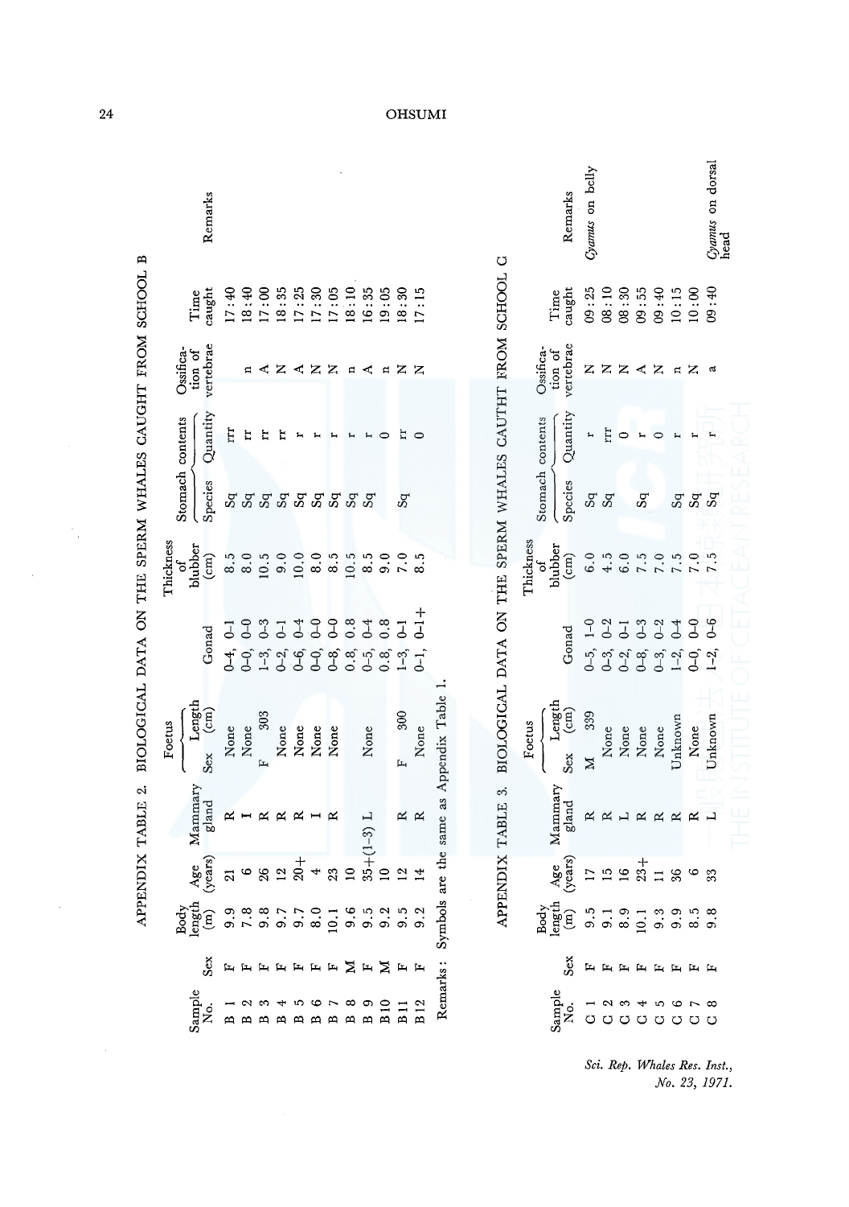APPENDIX TABLE 2. BIOLOGICAL DATA ON THE SPERM WHALES CAUGHT FROM SCHOOL B

| Sample No. | Sex | Body length (m) | Age (years) | Mammary gland | Foetus | | Gonad | Thickness of blubber (cm) | Stomach contents | | Ossification of vertebrae | Time caught | Remarks |
|---|---|---|---|---|---|---|---|---|---|---|---|---|---|
| | | | | | Sex | Length (cm) | | | Species | Quantity | | | |
| B 1 | F | 9.9 | 21 | R | None | | 0–4, 0–1 | 8.5 | Sq | rrr | | 17:40 | |
| B 2 | F | 7.8 | 6 | I | None | | 0–0, 0–0 | 8.0 | Sq | rr | n | 18:40 | |
| B 3 | F | 9.8 | 26 | R | F | 303 | 1–3, 0–3 | 10.5 | Sq | rr | A | 17:00 | |
| B 4 | F | 9.7 | 12 | R | None | | 0–2, 0–1 | 9.0 | Sq | rr | N | 18:35 | |
| B 5 | F | 9.7 | 20+ | R | None | | 0–6, 0–4 | 10.0 | Sq | r | A | 17:25 | |
| B 6 | F | 8.0 | 4 | I | None | | 0–0, 0–0 | 8.0 | Sq | r | N | 17:30 | |
| B 7 | F | 10.1 | 23 | R | None | | 0–8, 0–0 | 8.5 | Sq | r | N | 17:05 | |
| B 8 | M | 9.6 | 10 | | | | 0.8, 0.8 | 10.5 | Sq | r | n | 18:10 | |
| B 9 | F | 9.5 | 35+(1–3) | L | None | | 0–5, 0–4 | 8.5 | Sq | r | A | 16:35 | |
| B10 | M | 9.2 | 10 | | | | 0.8, 0.8 | 9.0 | | 0 | n | 19:05 | |
| B11 | F | 9.5 | 12 | R | F | 300 | 1–3, 0–1 | 7.0 | Sq | rr | N | 18:30 | |
| B12 | F | 9.2 | 14 | R | None | | 0–1, 0–1+ | 8.5 | | 0 | N | 17:15 | |

Remarks: Symbols are the same as Appendix Table 1.

APPENDIX TABLE 3. BIOLOGICAL DATA ON THE SPERM WHALES CAUTHT FROM SCHOOL C

| Sample No. | Sex | Body length (m) | Age (years) | Mammary gland | Foetus | | Gonad | Thickness of blubber (cm) | Stomach contents | | Ossification of vertebrae | Time caught | Remarks |
|---|---|---|---|---|---|---|---|---|---|---|---|---|---|
| | | | | | Sex | Length (cm) | | | Species | Quantity | | | |
| C 1 | F | 9.5 | 17 | R | M | 339 | 0–5, 1–0 | 6.0 | Sq | r | N | 09:25 | *Cyamus* on belly |
| C 2 | F | 9.1 | 15 | R | None | | 0–3, 0–2 | 4.5 | Sq | rrr | N | 08:10 | |
| C 3 | F | 8.9 | 16 | L | None | | 0–2, 0–1 | 6.0 | | 0 | N | 08:30 | |
| C 4 | F | 10.1 | 23+ | R | None | | 0–8, 0–3 | 7.5 | Sq | r | A | 09:55 | |
| C 5 | F | 9.3 | 11 | R | None | | 0–3, 0–2 | 7.0 | | 0 | N | 09:40 | |
| C 6 | F | 9.9 | 36 | R | Unknown | | 1–2, 0–4 | 7.5 | Sq | r | n | 10:15 | |
| C 7 | F | 8.5 | 6 | R | None | | 0–0, 0–0 | 7.0 | Sq | r | N | 10:00 | |
| C 8 | F | 9.8 | 33 | L | Unknown | | 1–2, 0–6 | 7.5 | Sq | r | a | 09:40 | *Cyamus* on dorsal head |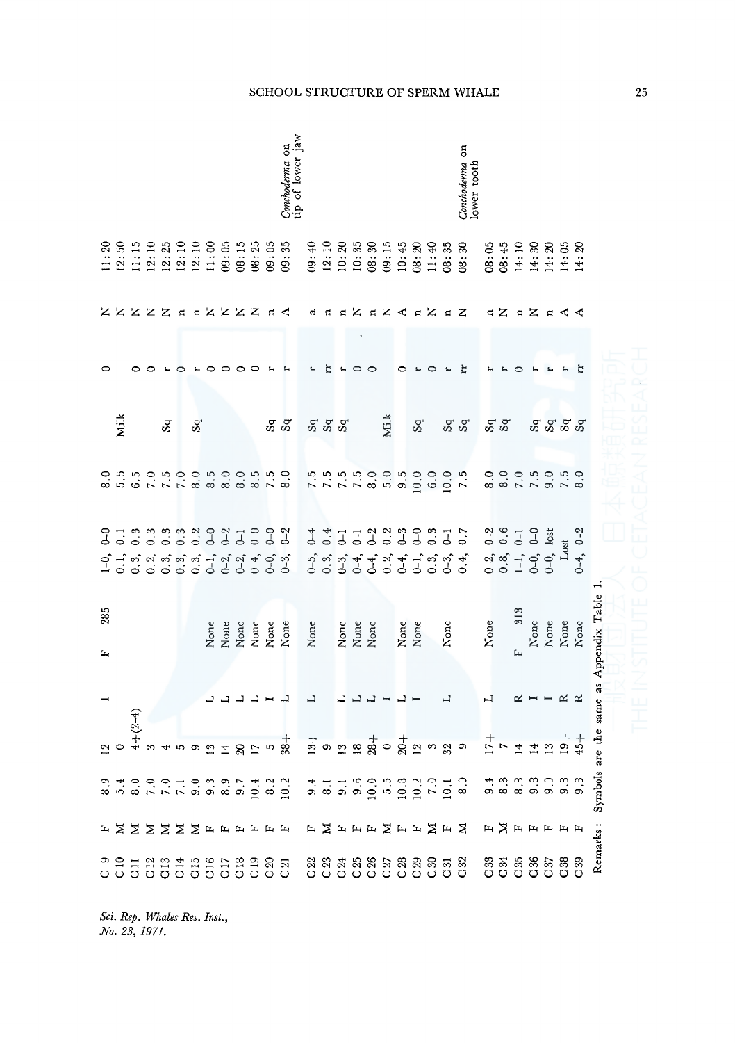| | | | | | | | | | | | | |
|---|---|---|---|---|---|---|---|---|---|---|---|---|
| C 9 | F | 8.9 | 12 | I | F 285 | 1-0, 0-0 | 8.0 | | 0 | N | 11:20 | |
| C10 | M | 5.4 | 0 | | | 0.1, 0.1 | 5.5 | Milk | | N | 12:50 | |
| C11 | M | 8.0 | 4+(2-4) | | | 0.3, 0.3 | 6.5 | | 0 | N | 11:15 | |
| C12 | M | 7.0 | 3 | | | 0.2, 0.3 | 7.0 | | 0 | N | 12:10 | |
| C13 | M | 7.0 | 4 | | | 0.3, 0.3 | 7.5 | Sq | r | N | 12:25 | |
| C14 | M | 7.1 | 5 | | | 0.3, 0.3 | 7.0 | | 0 | n | 12:10 | |
| C15 | M | 9.0 | 9 | | | 0.3, 0.2 | 8.0 | Sq | r | n | 12:10 | |
| C16 | F | 9.3 | 13 | L | None | 0-1, 0-0 | 8.5 | | 0 | N | 11:00 | |
| C17 | F | 8.9 | 14 | L | None | 0-2, 0-2 | 8.0 | | 0 | N | 09:05 | |
| C18 | F | 9.7 | 20 | L | None | 0-2, 0-1 | 8.0 | | 0 | N | 08:15 | |
| C19 | F | 10.4 | 17 | L | None | 0-4, 0-0 | 8.5 | | 0 | N | 08:25 | |
| C20 | F | 8.2 | 5 | I | None | 0-0, 0-0 | 7.5 | Sq | r | n | 09:05 | |
| C21 | F | 10.2 | 38+ | L | None | 0-3, 0-2 | 8.0 | Sq | r | A | 09:35 | *Conchoderma* on tip of lower jaw |
| C22 | F | 9.4 | 13+ | L | None | 0-5, 0-4 | 7.5 | Sq | r | a | 09:40 | |
| C23 | M | 8.1 | 9 | | | 0.3, 0.4 | 7.5 | Sq | rr | n | 12:10 | |
| C24 | F | 9.1 | 13 | L | None | 0-3, 0-1 | 7.5 | Sq | r | n | 10:20 | |
| C25 | F | 9.6 | 18 | L | None | 0-4, 0-1 | 7.5 | | 0 | N | 10:35 | |
| C26 | F | 10.0 | 28+ | L | None | 0-4, 0-2 | 8.0 | | 0 | n | 08:30 | |
| C27 | M | 5.5 | 0 | I | | 0.2, 0.2 | 5.0 | Milk | | N | 09:15 | |
| C28 | F | 10.3 | 20+ | L | None | 0-4, 0-3 | 9.5 | | 0 | A | 10:45 | |
| C29 | F | 10.2 | 12 | I | None | 0-1, 0-0 | 10.0 | Sq | r | n | 08:20 | |
| C30 | M | 7.0 | 3 | | | 0.3, 0.3 | 6.0 | | 0 | N | 11:40 | |
| C31 | F | 10.1 | 32 | L | None | 0-3, 0-1 | 10.0 | Sq | r | n | 08:35 | |
| C32 | M | 8.0 | 9 | | | 0.4, 0.7 | 7.5 | Sq | rr | N | 08:30 | *Conchoderma* on lower tooth |
| C33 | F | 9.4 | 17+ | L | None | 0-2, 0-2 | 8.0 | Sq | r | n | 08:05 | |
| C34 | M | 8.3 | 7 | | | 0.8, 0.6 | 8.0 | Sq | r | N | 08:45 | |
| C35 | F | 8.8 | 14 | R | F 313 | 1-1, 0-1 | 7.0 | | 0 | n | 14:10 | |
| C36 | F | 9.8 | 14 | I | None | 0-0, 0-0 | 7.5 | Sq | r | N | 14:30 | |
| C37 | F | 9.0 | 13 | I | None | 0-0, lost | 9.0 | Sq | r | n | 14:20 | |
| C38 | F | 9.8 | 19+ | R | None | Lost | 7.5 | Sq | r | A | 14:05 | |
| C39 | F | 9.3 | 45+ | R | None | 0-4, 0-2 | 8.0 | Sq | rr | A | 14:20 | |

Remarks: Symbols are the same as Appendix Table 1.